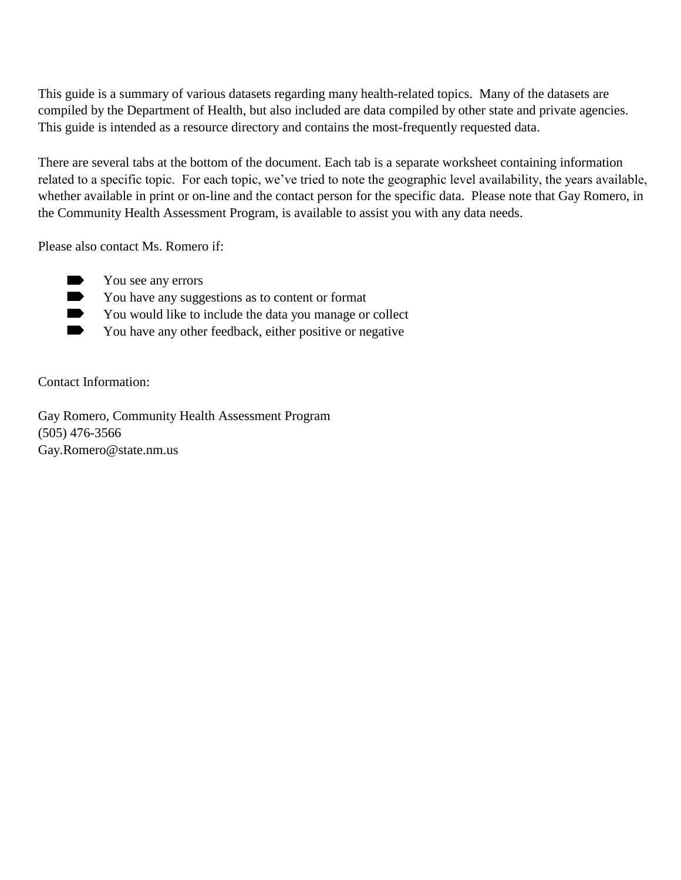This guide is a summary of various datasets regarding many health-related topics. Many of the datasets are compiled by the Department of Health, but also included are data compiled by other state and private agencies. This guide is intended as a resource directory and contains the most-frequently requested data.

There are several tabs at the bottom of the document. Each tab is a separate worksheet containing information related to a specific topic. For each topic, we've tried to note the geographic level availability, the years available, whether available in print or on-line and the contact person for the specific data. Please note that Gay Romero, in the Community Health Assessment Program, is available to assist you with any data needs.

Please also contact Ms. Romero if:

- You see any errors
- You have any suggestions as to content or format
- You would like to include the data you manage or collect
- You have any other feedback, either positive or negative

Contact Information:

Gay Romero, Community Health Assessment Program
(505) 476-3566
Gay.Romero@state.nm.us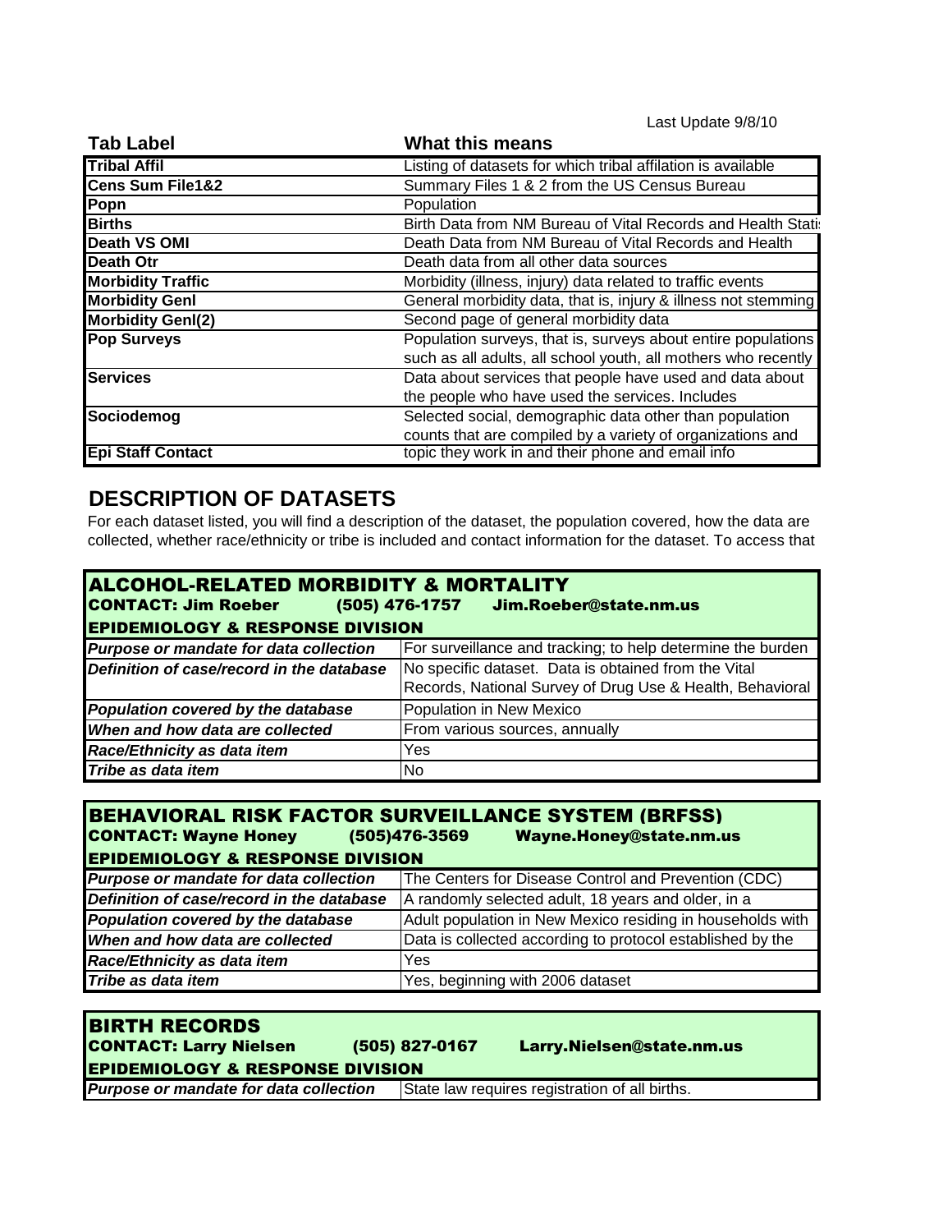Last Update 9/8/10

| Tab Label | What this means |
|---|---|
| **Tribal Affil** | Listing of datasets for which tribal affilation is available |
| **Cens Sum File1&2** | Summary Files 1 & 2 from the US Census Bureau |
| **Popn** | Population |
| **Births** | Birth Data from NM Bureau of Vital Records and Health Statis |
| **Death VS OMI** | Death Data from NM Bureau of Vital Records and Health |
| **Death Otr** | Death data from all other data sources |
| **Morbidity Traffic** | Morbidity (illness, injury) data related to traffic events |
| **Morbidity Genl** | General morbidity data, that is, injury & illness not stemming |
| **Morbidity Genl(2)** | Second page of general morbidity data |
| **Pop Surveys** | Population surveys, that is, surveys about entire populations such as all adults, all school youth, all mothers who recently |
| **Services** | Data about services that people have used and data about the people who have used the services. Includes |
| **Sociodemog** | Selected social, demographic data other than population counts that are compiled by a variety of organizations and |
| **Epi Staff Contact** | topic they work in and their phone and email info |

## DESCRIPTION OF DATASETS

For each dataset listed, you will find a description of the dataset, the population covered, how the data are collected, whether race/ethnicity or tribe is included and contact information for the dataset. To access that

### ALCOHOL-RELATED MORBIDITY & MORTALITY

**CONTACT: Jim Roeber (505) 476-1757 Jim.Roeber@state.nm.us**

**EPIDEMIOLOGY & RESPONSE DIVISION**

| | |
|---|---|
| ***Purpose or mandate for data collection*** | For surveillance and tracking; to help determine the burden |
| ***Definition of case/record in the database*** | No specific dataset. Data is obtained from the Vital Records, National Survey of Drug Use & Health, Behavioral |
| ***Population covered by the database*** | Population in New Mexico |
| ***When and how data are collected*** | From various sources, annually |
| ***Race/Ethnicity as data item*** | Yes |
| ***Tribe as data item*** | No |

### BEHAVIORAL RISK FACTOR SURVEILLANCE SYSTEM (BRFSS)

**CONTACT: Wayne Honey (505)476-3569 Wayne.Honey@state.nm.us**

**EPIDEMIOLOGY & RESPONSE DIVISION**

| | |
|---|---|
| ***Purpose or mandate for data collection*** | The Centers for Disease Control and Prevention (CDC) |
| ***Definition of case/record in the database*** | A randomly selected adult, 18 years and older, in a |
| ***Population covered by the database*** | Adult population in New Mexico residing in households with |
| ***When and how data are collected*** | Data is collected according to protocol established by the |
| ***Race/Ethnicity as data item*** | Yes |
| ***Tribe as data item*** | Yes, beginning with 2006 dataset |

### BIRTH RECORDS

**CONTACT: Larry Nielsen (505) 827-0167 Larry.Nielsen@state.nm.us**

**EPIDEMIOLOGY & RESPONSE DIVISION**

| | |
|---|---|
| ***Purpose or mandate for data collection*** | State law requires registration of all births. |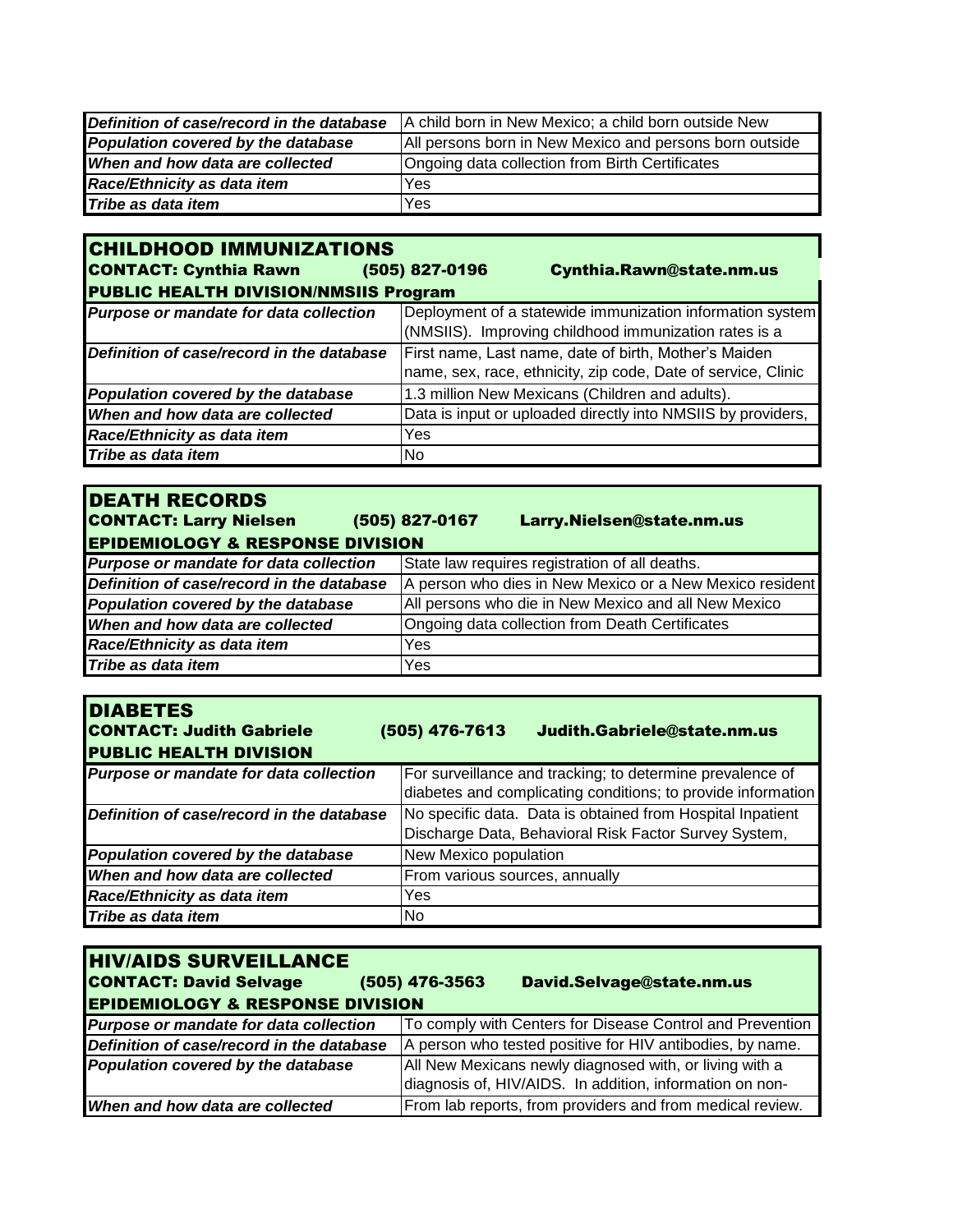| | |
|---|---|
| ***Definition of case/record in the database*** | A child born in New Mexico; a child born outside New |
| ***Population covered by the database*** | All persons born in New Mexico and persons born outside |
| ***When and how data are collected*** | Ongoing data collection from Birth Certificates |
| ***Race/Ethnicity as data item*** | Yes |
| ***Tribe as data item*** | Yes |

## CHILDHOOD IMMUNIZATIONS

**CONTACT: Cynthia Rawn (505) 827-0196 Cynthia.Rawn@state.nm.us**

**PUBLIC HEALTH DIVISION/NMSIIS Program**

| | |
|---|---|
| ***Purpose or mandate for data collection*** | Deployment of a statewide immunization information system (NMSIIS). Improving childhood immunization rates is a |
| ***Definition of case/record in the database*** | First name, Last name, date of birth, Mother's Maiden name, sex, race, ethnicity, zip code, Date of service, Clinic |
| ***Population covered by the database*** | 1.3 million New Mexicans (Children and adults). |
| ***When and how data are collected*** | Data is input or uploaded directly into NMSIIS by providers, |
| ***Race/Ethnicity as data item*** | Yes |
| ***Tribe as data item*** | No |

## DEATH RECORDS

**CONTACT: Larry Nielsen (505) 827-0167 Larry.Nielsen@state.nm.us**

**EPIDEMIOLOGY & RESPONSE DIVISION**

| | |
|---|---|
| ***Purpose or mandate for data collection*** | State law requires registration of all deaths. |
| ***Definition of case/record in the database*** | A person who dies in New Mexico or a New Mexico resident |
| ***Population covered by the database*** | All persons who die in New Mexico and all New Mexico |
| ***When and how data are collected*** | Ongoing data collection from Death Certificates |
| ***Race/Ethnicity as data item*** | Yes |
| ***Tribe as data item*** | Yes |

## DIABETES

**CONTACT: Judith Gabriele (505) 476-7613 Judith.Gabriele@state.nm.us**

**PUBLIC HEALTH DIVISION**

| | |
|---|---|
| ***Purpose or mandate for data collection*** | For surveillance and tracking; to determine prevalence of diabetes and complicating conditions; to provide information |
| ***Definition of case/record in the database*** | No specific data. Data is obtained from Hospital Inpatient Discharge Data, Behavioral Risk Factor Survey System, |
| ***Population covered by the database*** | New Mexico population |
| ***When and how data are collected*** | From various sources, annually |
| ***Race/Ethnicity as data item*** | Yes |
| ***Tribe as data item*** | No |

## HIV/AIDS SURVEILLANCE

**CONTACT: David Selvage (505) 476-3563 David.Selvage@state.nm.us**

**EPIDEMIOLOGY & RESPONSE DIVISION**

| | |
|---|---|
| ***Purpose or mandate for data collection*** | To comply with Centers for Disease Control and Prevention |
| ***Definition of case/record in the database*** | A person who tested positive for HIV antibodies, by name. |
| ***Population covered by the database*** | All New Mexicans newly diagnosed with, or living with a diagnosis of, HIV/AIDS. In addition, information on non- |
| ***When and how data are collected*** | From lab reports, from providers and from medical review. |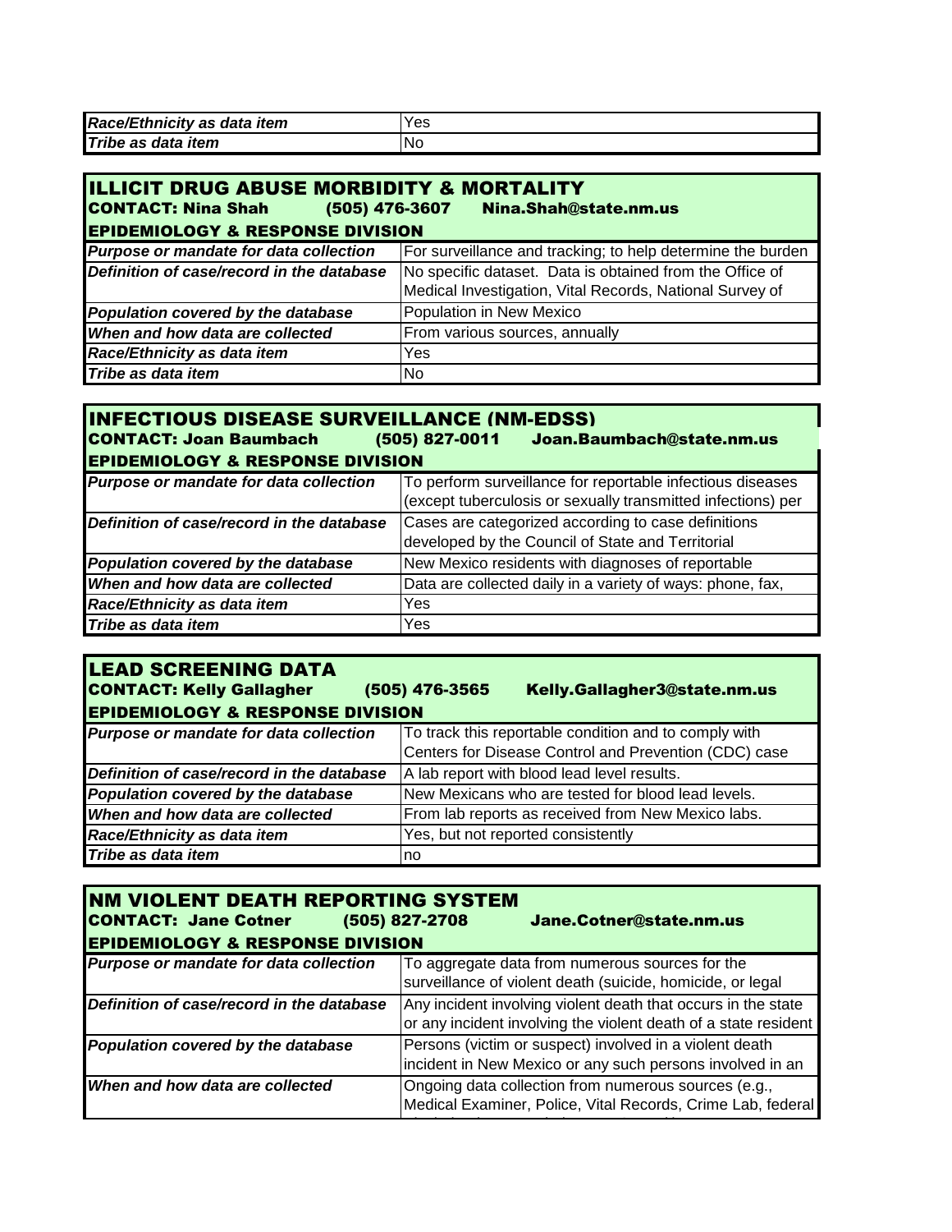| | |
|---|---|
| ***Race/Ethnicity as data item*** | Yes |
| ***Tribe as data item*** | No |

## ILLICIT DRUG ABUSE MORBIDITY & MORTALITY

**CONTACT: Nina Shah (505) 476-3607 Nina.Shah@state.nm.us**

**EPIDEMIOLOGY & RESPONSE DIVISION**

| | |
|---|---|
| ***Purpose or mandate for data collection*** | For surveillance and tracking; to help determine the burden |
| ***Definition of case/record in the database*** | No specific dataset. Data is obtained from the Office of Medical Investigation, Vital Records, National Survey of |
| ***Population covered by the database*** | Population in New Mexico |
| ***When and how data are collected*** | From various sources, annually |
| ***Race/Ethnicity as data item*** | Yes |
| ***Tribe as data item*** | No |

## INFECTIOUS DISEASE SURVEILLANCE (NM-EDSS)

**CONTACT: Joan Baumbach (505) 827-0011 Joan.Baumbach@state.nm.us**

**EPIDEMIOLOGY & RESPONSE DIVISION**

| | |
|---|---|
| ***Purpose or mandate for data collection*** | To perform surveillance for reportable infectious diseases (except tuberculosis or sexually transmitted infections) per |
| ***Definition of case/record in the database*** | Cases are categorized according to case definitions developed by the Council of State and Territorial |
| ***Population covered by the database*** | New Mexico residents with diagnoses of reportable |
| ***When and how data are collected*** | Data are collected daily in a variety of ways: phone, fax, |
| ***Race/Ethnicity as data item*** | Yes |
| ***Tribe as data item*** | Yes |

## LEAD SCREENING DATA

**CONTACT: Kelly Gallagher (505) 476-3565 Kelly.Gallagher3@state.nm.us**

**EPIDEMIOLOGY & RESPONSE DIVISION**

| | |
|---|---|
| ***Purpose or mandate for data collection*** | To track this reportable condition and to comply with Centers for Disease Control and Prevention (CDC) case |
| ***Definition of case/record in the database*** | A lab report with blood lead level results. |
| ***Population covered by the database*** | New Mexicans who are tested for blood lead levels. |
| ***When and how data are collected*** | From lab reports as received from New Mexico labs. |
| ***Race/Ethnicity as data item*** | Yes, but not reported consistently |
| ***Tribe as data item*** | no |

## NM VIOLENT DEATH REPORTING SYSTEM

**CONTACT: Jane Cotner (505) 827-2708 Jane.Cotner@state.nm.us**

**EPIDEMIOLOGY & RESPONSE DIVISION**

| | |
|---|---|
| ***Purpose or mandate for data collection*** | To aggregate data from numerous sources for the surveillance of violent death (suicide, homicide, or legal |
| ***Definition of case/record in the database*** | Any incident involving violent death that occurs in the state or any incident involving the violent death of a state resident |
| ***Population covered by the database*** | Persons (victim or suspect) involved in a violent death incident in New Mexico or any such persons involved in an |
| ***When and how data are collected*** | Ongoing data collection from numerous sources (e.g., Medical Examiner, Police, Vital Records, Crime Lab, federal |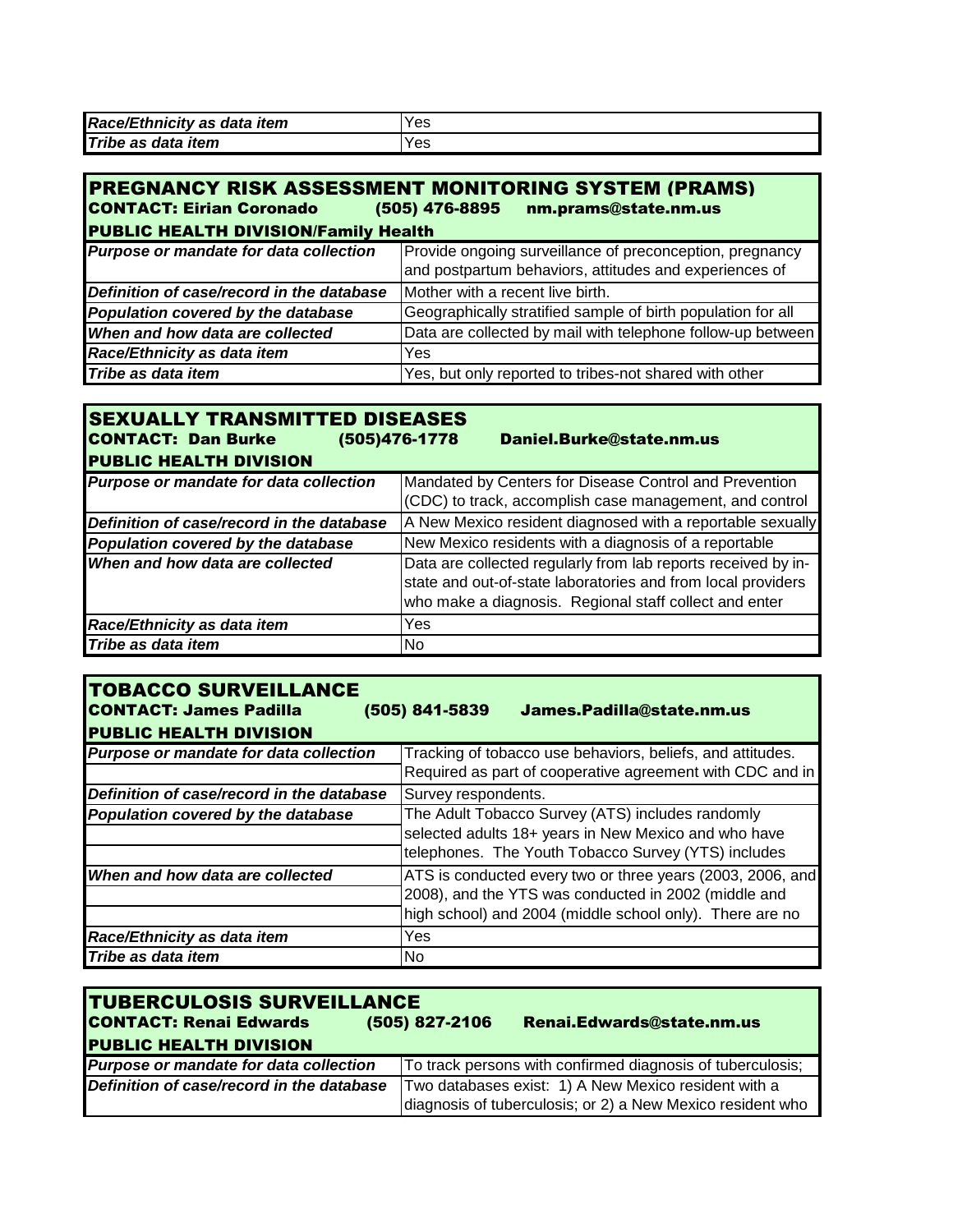| | |
|---|---|
| ***Race/Ethnicity as data item*** | Yes |
| ***Tribe as data item*** | Yes |

## PREGNANCY RISK ASSESSMENT MONITORING SYSTEM (PRAMS)

**CONTACT: Eirian Coronado (505) 476-8895 nm.prams@state.nm.us**

**PUBLIC HEALTH DIVISION/Family Health**

| | |
|---|---|
| ***Purpose or mandate for data collection*** | Provide ongoing surveillance of preconception, pregnancy and postpartum behaviors, attitudes and experiences of |
| ***Definition of case/record in the database*** | Mother with a recent live birth. |
| ***Population covered by the database*** | Geographically stratified sample of birth population for all |
| ***When and how data are collected*** | Data are collected by mail with telephone follow-up between |
| ***Race/Ethnicity as data item*** | Yes |
| ***Tribe as data item*** | Yes, but only reported to tribes-not shared with other |

## SEXUALLY TRANSMITTED DISEASES

**CONTACT: Dan Burke (505)476-1778 Daniel.Burke@state.nm.us**

**PUBLIC HEALTH DIVISION**

| | |
|---|---|
| ***Purpose or mandate for data collection*** | Mandated by Centers for Disease Control and Prevention (CDC) to track, accomplish case management, and control |
| ***Definition of case/record in the database*** | A New Mexico resident diagnosed with a reportable sexually |
| ***Population covered by the database*** | New Mexico residents with a diagnosis of a reportable |
| ***When and how data are collected*** | Data are collected regularly from lab reports received by in-state and out-of-state laboratories and from local providers who make a diagnosis. Regional staff collect and enter |
| ***Race/Ethnicity as data item*** | Yes |
| ***Tribe as data item*** | No |

## TOBACCO SURVEILLANCE

**CONTACT: James Padilla (505) 841-5839 James.Padilla@state.nm.us**

**PUBLIC HEALTH DIVISION**

| | |
|---|---|
| ***Purpose or mandate for data collection*** | Tracking of tobacco use behaviors, beliefs, and attitudes. Required as part of cooperative agreement with CDC and in |
| ***Definition of case/record in the database*** | Survey respondents. |
| ***Population covered by the database*** | The Adult Tobacco Survey (ATS) includes randomly selected adults 18+ years in New Mexico and who have telephones. The Youth Tobacco Survey (YTS) includes |
| ***When and how data are collected*** | ATS is conducted every two or three years (2003, 2006, and 2008), and the YTS was conducted in 2002 (middle and high school) and 2004 (middle school only). There are no |
| ***Race/Ethnicity as data item*** | Yes |
| ***Tribe as data item*** | No |

## TUBERCULOSIS SURVEILLANCE

**CONTACT: Renai Edwards (505) 827-2106 Renai.Edwards@state.nm.us**

**PUBLIC HEALTH DIVISION**

| | |
|---|---|
| ***Purpose or mandate for data collection*** | To track persons with confirmed diagnosis of tuberculosis; |
| ***Definition of case/record in the database*** | Two databases exist: 1) A New Mexico resident with a diagnosis of tuberculosis; or 2) a New Mexico resident who |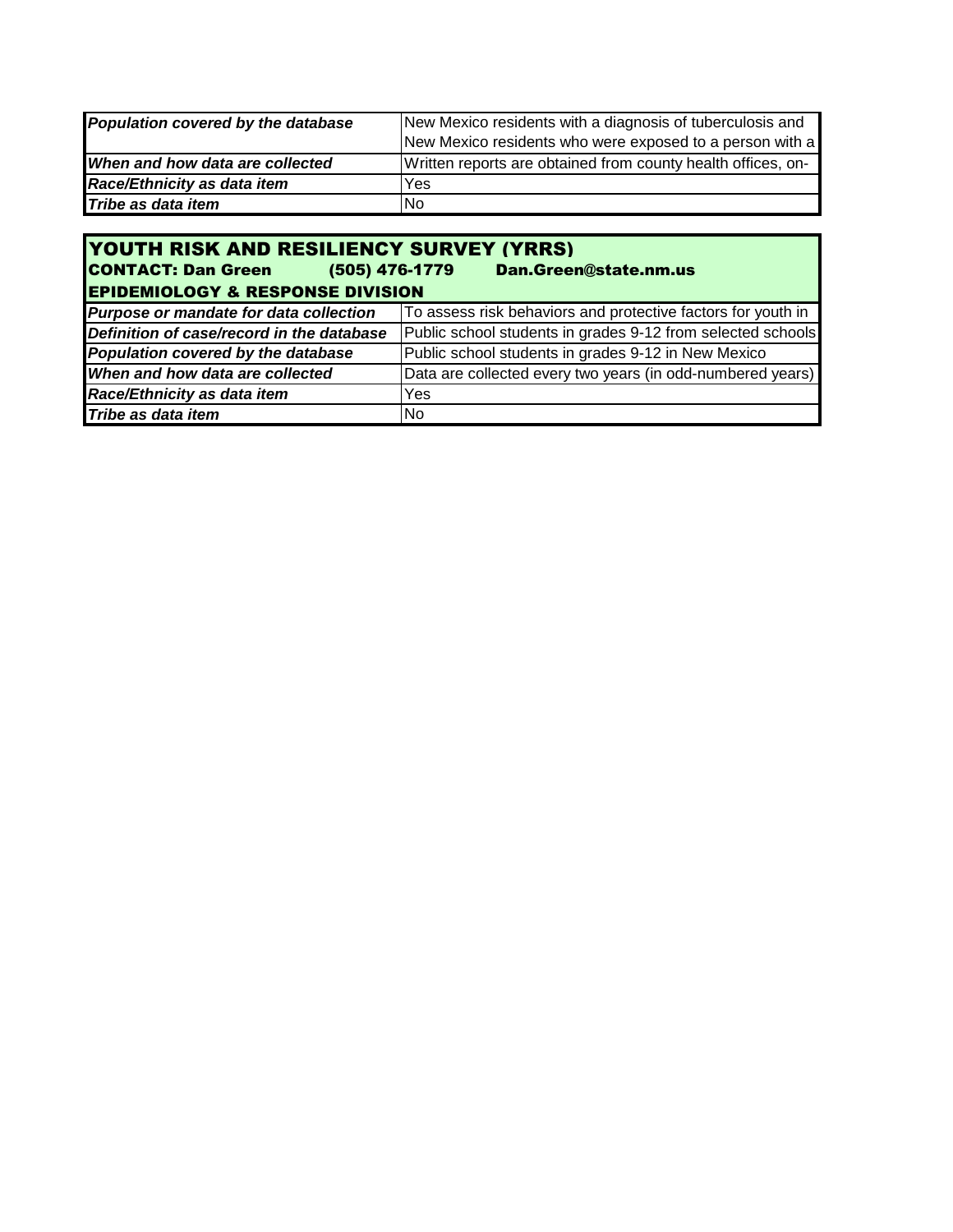| | |
|---|---|
| ***Population covered by the database*** | New Mexico residents with a diagnosis of tuberculosis and New Mexico residents who were exposed to a person with a |
| ***When and how data are collected*** | Written reports are obtained from county health offices, on- |
| ***Race/Ethnicity as data item*** | Yes |
| ***Tribe as data item*** | No |

## YOUTH RISK AND RESILIENCY SURVEY (YRRS)

**CONTACT: Dan Green (505) 476-1779 Dan.Green@state.nm.us**

**EPIDEMIOLOGY & RESPONSE DIVISION**

| | |
|---|---|
| ***Purpose or mandate for data collection*** | To assess risk behaviors and protective factors for youth in |
| ***Definition of case/record in the database*** | Public school students in grades 9-12 from selected schools |
| ***Population covered by the database*** | Public school students in grades 9-12 in New Mexico |
| ***When and how data are collected*** | Data are collected every two years (in odd-numbered years) |
| ***Race/Ethnicity as data item*** | Yes |
| ***Tribe as data item*** | No |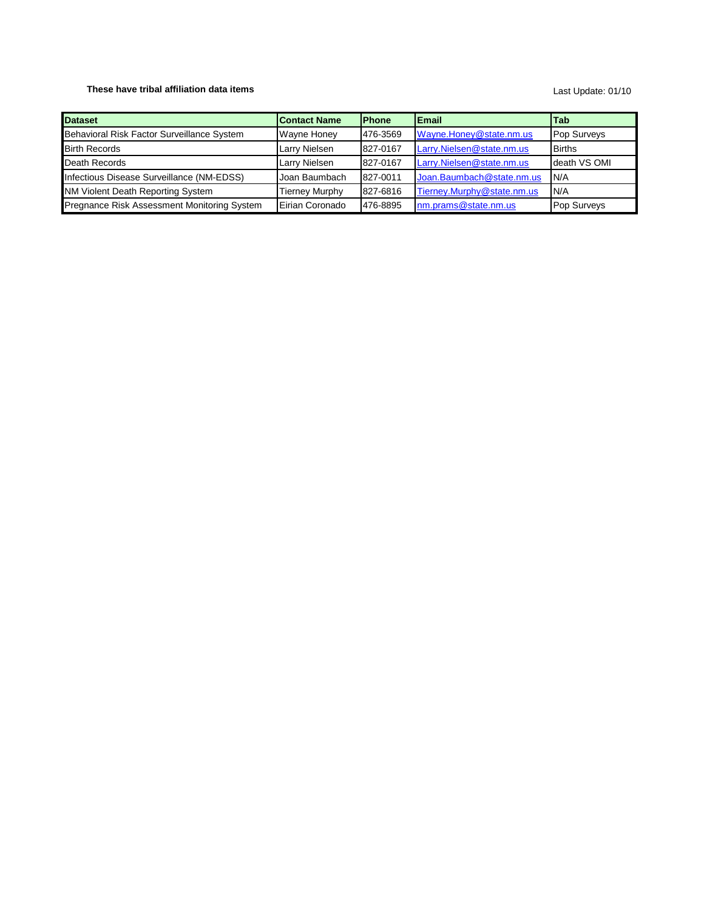**These have tribal affiliation data items**

Last Update: 01/10

| Dataset | Contact Name | Phone | Email | Tab |
|---|---|---|---|---|
| Behavioral Risk Factor Surveillance System | Wayne Honey | 476-3569 | Wayne.Honey@state.nm.us | Pop Surveys |
| Birth Records | Larry Nielsen | 827-0167 | Larry.Nielsen@state.nm.us | Births |
| Death Records | Larry Nielsen | 827-0167 | Larry.Nielsen@state.nm.us | death VS OMI |
| Infectious Disease Surveillance (NM-EDSS) | Joan Baumbach | 827-0011 | Joan.Baumbach@state.nm.us | N/A |
| NM Violent Death Reporting System | Tierney Murphy | 827-6816 | Tierney.Murphy@state.nm.us | N/A |
| Pregnance Risk Assessment Monitoring System | Eirian Coronado | 476-8895 | nm.prams@state.nm.us | Pop Surveys |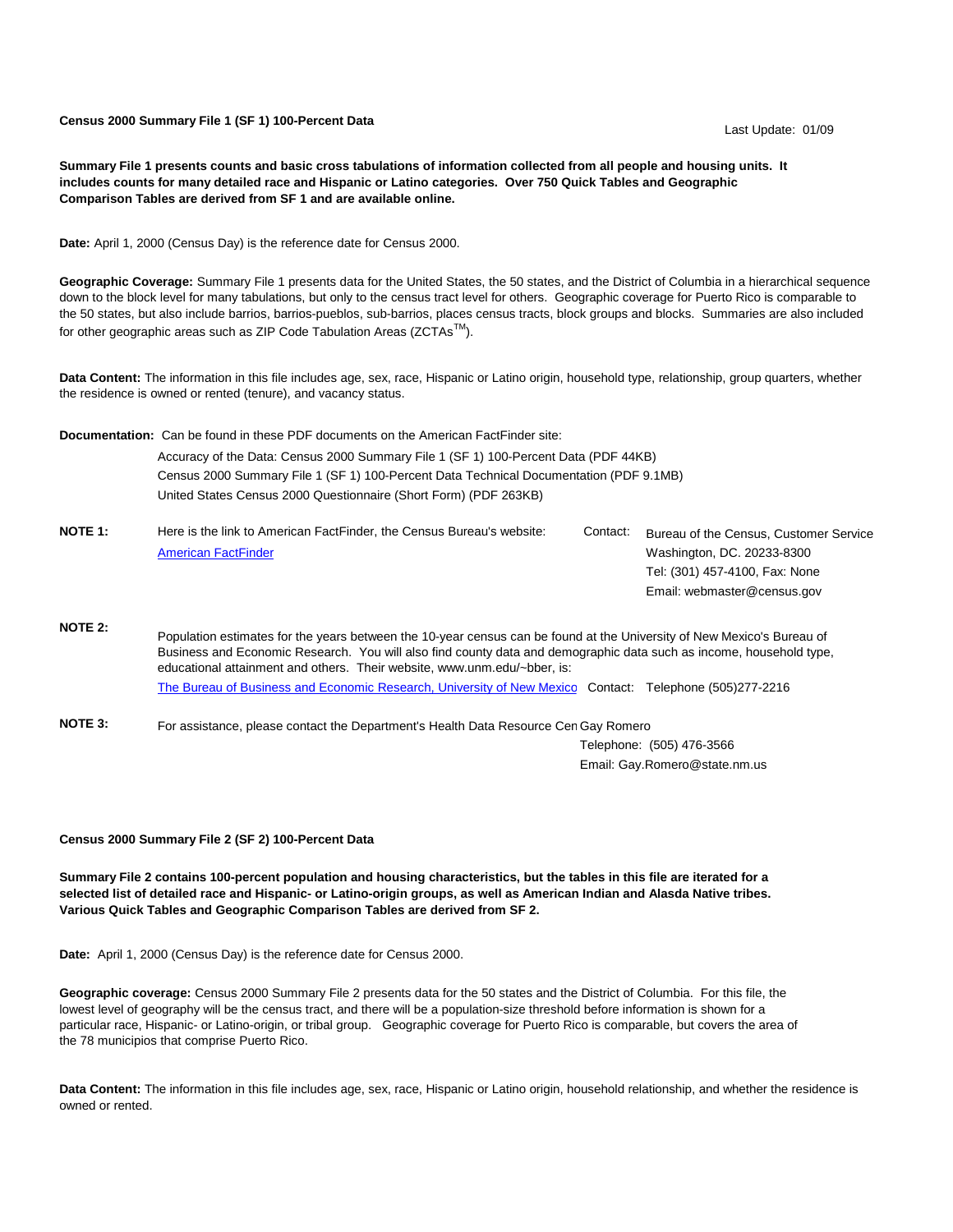**Census 2000 Summary File 1 (SF 1) 100-Percent Data**

Last Update: 01/09

**Summary File 1 presents counts and basic cross tabulations of information collected from all people and housing units. It includes counts for many detailed race and Hispanic or Latino categories. Over 750 Quick Tables and Geographic Comparison Tables are derived from SF 1 and are available online.**

**Date:** April 1, 2000 (Census Day) is the reference date for Census 2000.

**Geographic Coverage:** Summary File 1 presents data for the United States, the 50 states, and the District of Columbia in a hierarchical sequence down to the block level for many tabulations, but only to the census tract level for others. Geographic coverage for Puerto Rico is comparable to the 50 states, but also include barrios, barrios-pueblos, sub-barrios, places census tracts, block groups and blocks. Summaries are also included for other geographic areas such as ZIP Code Tabulation Areas (ZCTAs™).

**Data Content:** The information in this file includes age, sex, race, Hispanic or Latino origin, household type, relationship, group quarters, whether the residence is owned or rented (tenure), and vacancy status.

**Documentation:** Can be found in these PDF documents on the American FactFinder site:

- Accuracy of the Data: Census 2000 Summary File 1 (SF 1) 100-Percent Data (PDF 44KB)
- Census 2000 Summary File 1 (SF 1) 100-Percent Data Technical Documentation (PDF 9.1MB)
- United States Census 2000 Questionnaire (Short Form) (PDF 263KB)

**NOTE 1:** Here is the link to American FactFinder, the Census Bureau's website: American FactFinder

Contact: Bureau of the Census, Customer Service
Washington, DC. 20233-8300
Tel: (301) 457-4100, Fax: None
Email: webmaster@census.gov

**NOTE 2:** Population estimates for the years between the 10-year census can be found at the University of New Mexico's Bureau of Business and Economic Research. You will also find county data and demographic data such as income, household type, educational attainment and others. Their website, www.unm.edu/~bber, is:

The Bureau of Business and Economic Research, University of New Mexico Contact: Telephone (505)277-2216

**NOTE 3:** For assistance, please contact the Department's Health Data Resource Cen Gay Romero
Telephone: (505) 476-3566
Email: Gay.Romero@state.nm.us

**Census 2000 Summary File 2 (SF 2) 100-Percent Data**

**Summary File 2 contains 100-percent population and housing characteristics, but the tables in this file are iterated for a selected list of detailed race and Hispanic- or Latino-origin groups, as well as American Indian and Alasda Native tribes. Various Quick Tables and Geographic Comparison Tables are derived from SF 2.**

**Date:** April 1, 2000 (Census Day) is the reference date for Census 2000.

**Geographic coverage:** Census 2000 Summary File 2 presents data for the 50 states and the District of Columbia. For this file, the lowest level of geography will be the census tract, and there will be a population-size threshold before information is shown for a particular race, Hispanic- or Latino-origin, or tribal group. Geographic coverage for Puerto Rico is comparable, but covers the area of the 78 municipios that comprise Puerto Rico.

**Data Content:** The information in this file includes age, sex, race, Hispanic or Latino origin, household relationship, and whether the residence is owned or rented.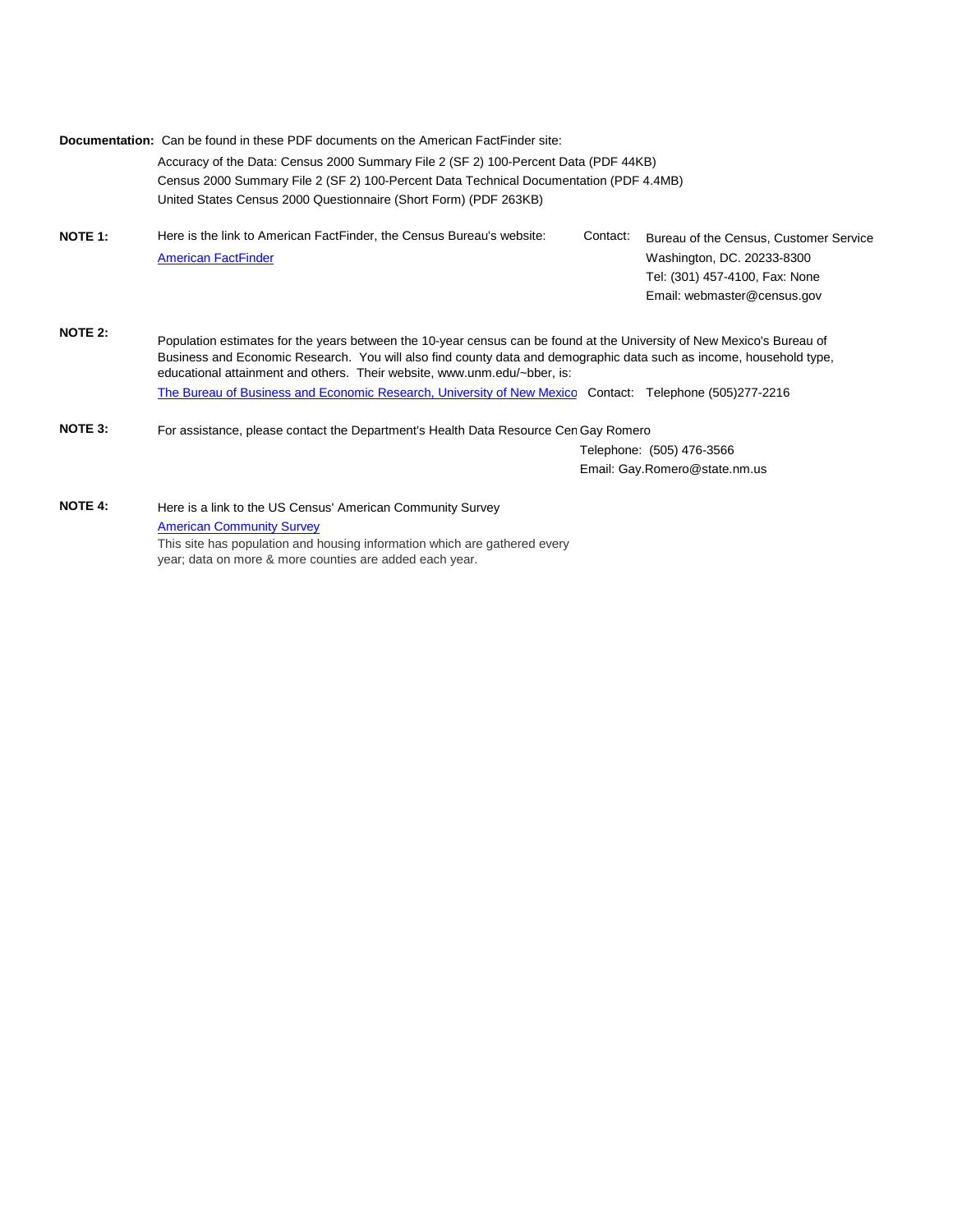**Documentation:** Can be found in these PDF documents on the American FactFinder site:

Accuracy of the Data: Census 2000 Summary File 2 (SF 2) 100-Percent Data (PDF 44KB)

Census 2000 Summary File 2 (SF 2) 100-Percent Data Technical Documentation (PDF 4.4MB)

United States Census 2000 Questionnaire (Short Form) (PDF 263KB)

**NOTE 1:** Here is the link to American FactFinder, the Census Bureau's website:

[American FactFinder]

Contact: Bureau of the Census, Customer Service
Washington, DC. 20233-8300
Tel: (301) 457-4100, Fax: None
Email: webmaster@census.gov

**NOTE 2:** Population estimates for the years between the 10-year census can be found at the University of New Mexico's Bureau of Business and Economic Research. You will also find county data and demographic data such as income, household type, educational attainment and others. Their website, www.unm.edu/~bber, is:

[The Bureau of Business and Economic Research, University of New Mexico] Contact: Telephone (505)277-2216

**NOTE 3:** For assistance, please contact the Department's Health Data Resource Cen Gay Romero
Telephone: (505) 476-3566
Email: Gay.Romero@state.nm.us

**NOTE 4:** Here is a link to the US Census' American Community Survey

[American Community Survey]

This site has population and housing information which are gathered every year; data on more & more counties are added each year.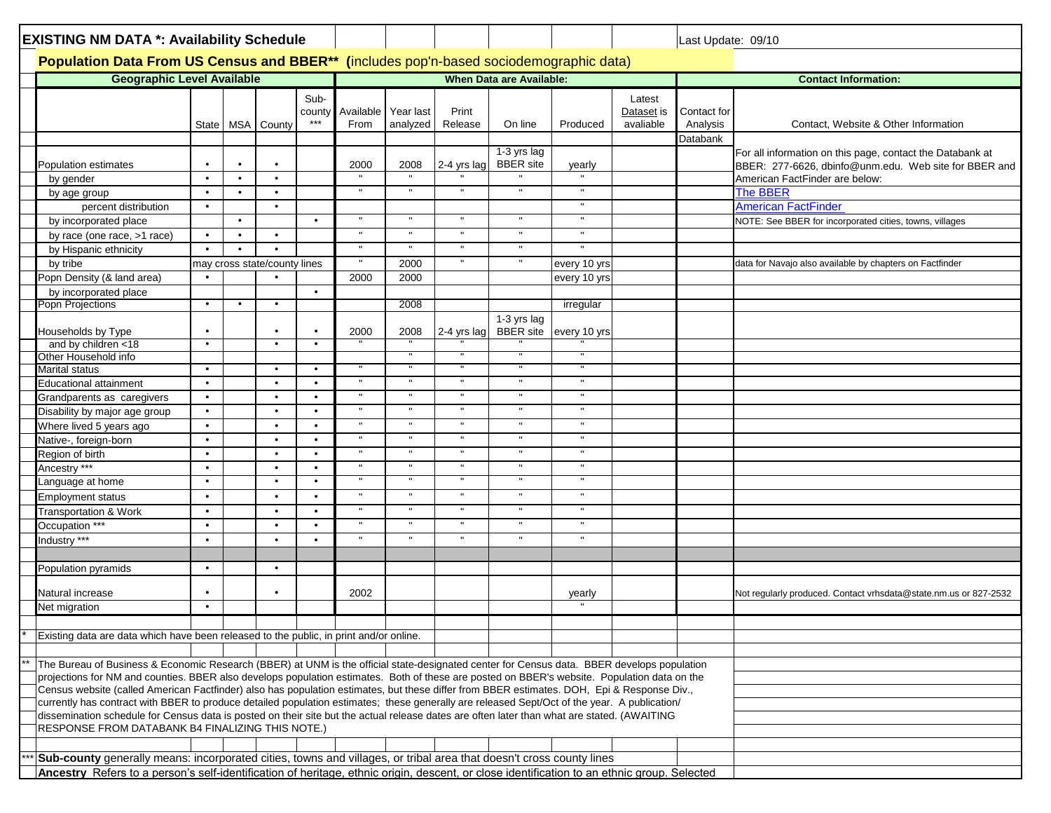# EXISTING NM DATA *: Availability Schedule

Last Update: 09/10

## Population Data From US Census and BBER** (includes pop'n-based sociodemographic data)

| | Geographic Level Available | | | | When Data are Available: | | | | | | Contact Information: | |
|---|---|---|---|---|---|---|---|---|---|---|---|---|
| | State | MSA | County | Sub-county *** | Available From | Year last analyzed | Print Release | On line | Produced | Latest Dataset is avaliable | Contact for Analysis | Contact, Website & Other Information |
| | | | | | | | | | | | Databank | |
| Population estimates | • | • | • | | 2000 | 2008 | 2-4 yrs lag | 1-3 yrs lag BBER site | yearly | | | For all information on this page, contact the Databank at BBER: 277-6626, dbinfo@unm.edu. Web site for BBER and American FactFinder are below: |
| by gender | • | • | • | | " | " | " | " | " | | | The BBER |
| by age group | • | • | • | | " | " | " | " | " | | | American FactFinder |
| percent distribution | • | | • | | | | | | " | | | NOTE: See BBER for incorporated cities, towns, villages |
| by incorporated place | | • | | • | " | " | " | " | " | | | |
| by race (one race, >1 race) | • | • | • | | " | " | " | " | " | | | |
| by Hispanic ethnicity | • | • | • | | " | " | " | " | " | | | |
| by tribe | may cross state/county lines | | | | " | 2000 | " | " | every 10 yrs | | | data for Navajo also available by chapters on Factfinder |
| Popn Density (& land area) | • | | • | | 2000 | 2000 | | | every 10 yrs | | | |
| by incorporated place | | | | • | | | | | | | | |
| Popn Projections | • | • | • | | | 2008 | | | irregular | | | |
| Households by Type | • | | • | • | 2000 | 2008 | 2-4 yrs lag | 1-3 yrs lag BBER site | every 10 yrs | | | |
| and by children <18 | • | | • | • | " | " | " | " | " | | | |
| Other Household info | | | | | | " | " | " | " | | | |
| Marital status | • | | • | • | " | " | " | " | " | | | |
| Educational attainment | • | | • | • | " | " | " | " | " | | | |
| Grandparents as caregivers | • | | • | • | " | " | " | " | " | | | |
| Disability by major age group | • | | • | • | " | " | " | " | " | | | |
| Where lived 5 years ago | • | | • | • | " | " | " | " | " | | | |
| Native-, foreign-born | • | | • | • | " | " | " | " | " | | | |
| Region of birth | • | | • | • | " | " | " | " | " | | | |
| Ancestry *** | • | | • | • | " | " | " | " | " | | | |
| Language at home | • | | • | • | " | " | " | " | " | | | |
| Employment status | • | | • | • | " | " | " | " | " | | | |
| Transportation & Work | • | | • | • | " | " | " | " | " | | | |
| Occupation *** | • | | • | • | " | " | " | " | " | | | |
| Industry *** | • | | • | • | " | " | " | " | " | | | |
| | | | | | | | | | | | | |
| Population pyramids | • | | • | | | | | | | | | |
| Natural increase | • | | • | | 2002 | | | | yearly | | | Not regularly produced. Contact vrhsdata@state.nm.us or 827-2532 |
| Net migration | • | | | | | | | | " | | | |

\* Existing data are data which have been released to the public, in print and/or online.

** The Bureau of Business & Economic Research (BBER) at UNM is the official state-designated center for Census data. BBER develops population projections for NM and counties. BBER also develops population estimates. Both of these are posted on BBER's website. Population data on the Census website (called American Factfinder) also has population estimates, but these differ from BBER estimates. DOH, Epi & Response Div., currently has contract with BBER to produce detailed population estimates; these generally are released Sept/Oct of the year. A publication/ dissemination schedule for Census data is posted on their site but the actual release dates are often later than what are stated. (AWAITING RESPONSE FROM DATABANK B4 FINALIZING THIS NOTE.)

*** **Sub-county** generally means: incorporated cities, towns and villages, or tribal area that doesn't cross county lines

**Ancestry** Refers to a person's self-identification of heritage, ethnic origin, descent, or close identification to an ethnic group. Selected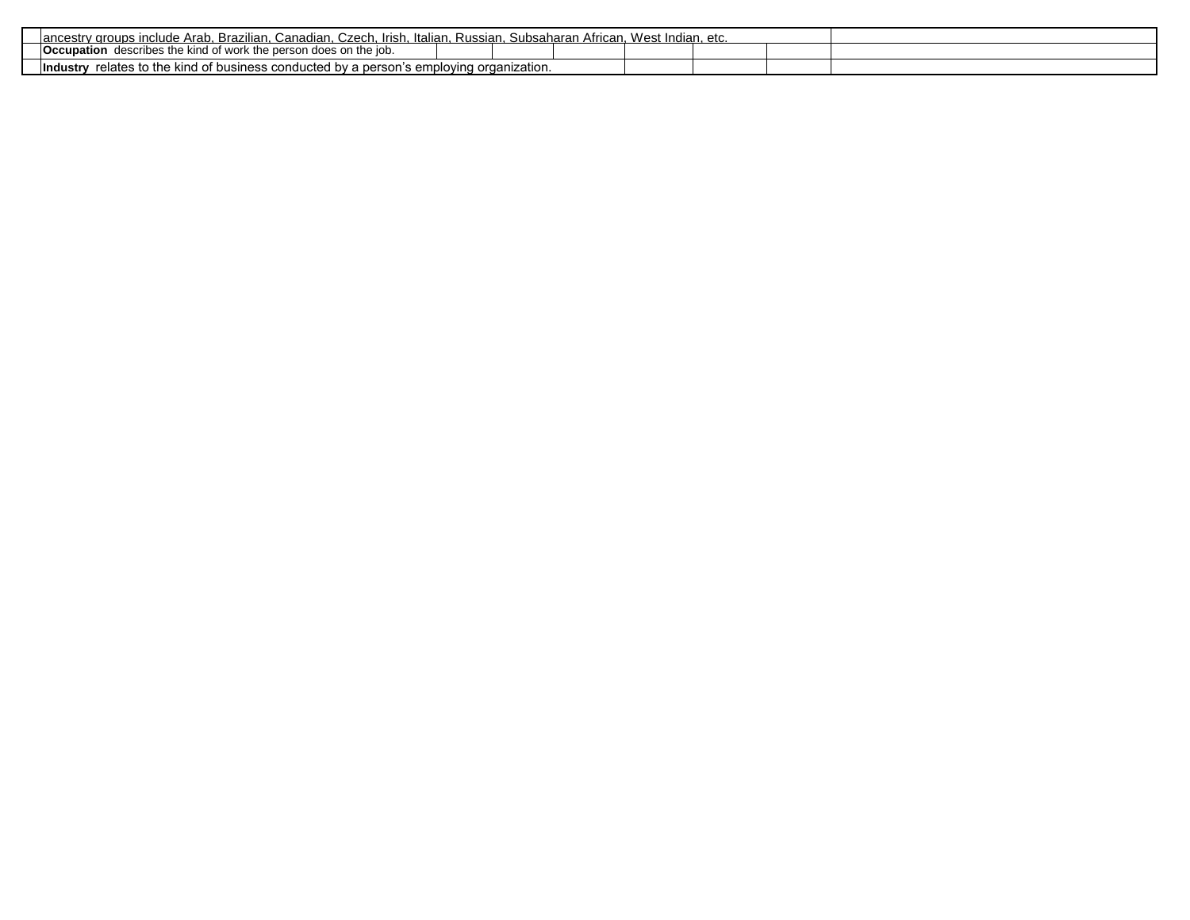| | | | | | | | | |
|---|---|---|---|---|---|---|---|---|
| | ancestry groups include Arab, Brazilian, Canadian, Czech, Irish, Italian, Russian, Subsaharan African, West Indian, etc. | | | | | | | |
| | **Occupation** describes the kind of work the person does on the job. | | | | | | | |
| | **Industry** relates to the kind of business conducted by a person's employing organization. | | | | | | | |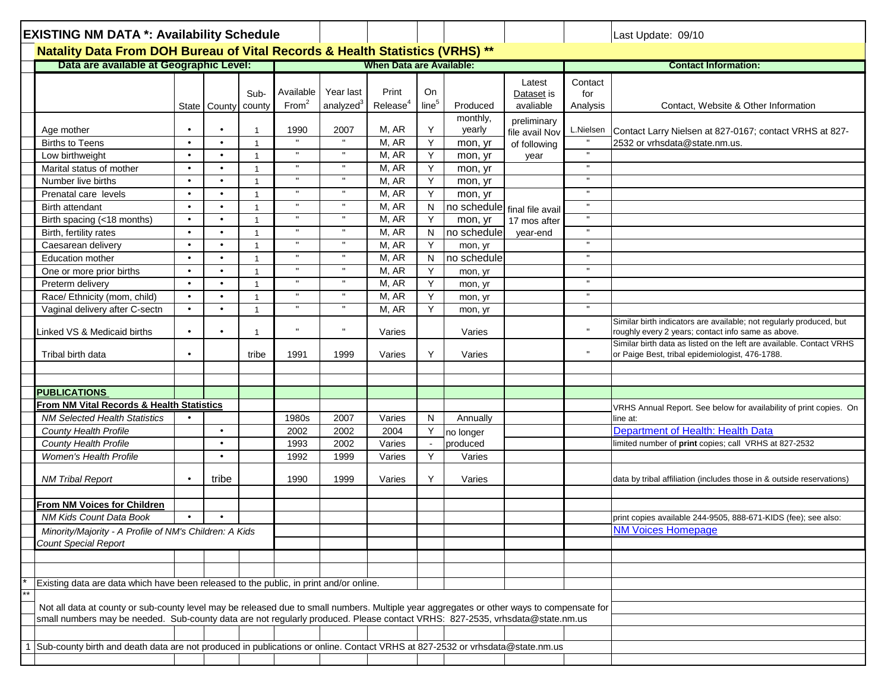# EXISTING NM DATA *: Availability Schedule

Last Update: 09/10

## Natality Data From DOH Bureau of Vital Records & Health Statistics (VRHS) **

| Data are available at Geographic Level: | | | | When Data are Available: | | | | | | Contact Information: | |
|---|---|---|---|---|---|---|---|---|---|---|---|
| | State | County | Sub-county | Available From[2] | Year last analyzed[3] | Print Release[4] | On line[5] | Produced | Latest Dataset is avaliable | Contact for Analysis | Contact, Website & Other Information |
| Age mother | • | • | 1 | 1990 | 2007 | M, AR | Y | monthly, yearly | preliminary file avail Nov of following year | L.Nielsen | Contact Larry Nielsen at 827-0167; contact VRHS at 827-2532 or vrhsdata@state.nm.us. |
| Births to Teens | • | • | 1 | " | " | M, AR | Y | mon, yr | | " | |
| Low birthweight | • | • | 1 | " | " | M, AR | Y | mon, yr | | " | |
| Marital status of mother | • | • | 1 | " | " | M, AR | Y | mon, yr | | " | |
| Number live births | • | • | 1 | " | " | M, AR | Y | mon, yr | | " | |
| Prenatal care levels | • | • | 1 | " | " | M, AR | Y | mon, yr | | " | |
| Birth attendant | • | • | 1 | " | " | M, AR | N | no schedule | final file avail 17 mos after year-end | " | |
| Birth spacing (<18 months) | • | • | 1 | " | " | M, AR | Y | mon, yr | | " | |
| Birth, fertility rates | • | • | 1 | " | " | M, AR | N | no schedule | | " | |
| Caesarean delivery | • | • | 1 | " | " | M, AR | Y | mon, yr | | " | |
| Education mother | • | • | 1 | " | " | M, AR | N | no schedule | | " | |
| One or more prior births | • | • | 1 | " | " | M, AR | Y | mon, yr | | " | |
| Preterm delivery | • | • | 1 | " | " | M, AR | Y | mon, yr | | " | |
| Race/ Ethnicity (mom, child) | • | • | 1 | " | " | M, AR | Y | mon, yr | | " | |
| Vaginal delivery after C-sectn | • | • | 1 | " | " | M, AR | Y | mon, yr | | " | |
| Linked VS & Medicaid births | • | • | 1 | " | " | Varies | | Varies | | " | Similar birth indicators are available; not regularly produced, but roughly every 2 years; contact info same as above. |
| Tribal birth data | • | | tribe | 1991 | 1999 | Varies | Y | Varies | | " | Similar birth data as listed on the left are available. Contact VRHS or Paige Best, tribal epidemiologist, 476-1788. |
| **PUBLICATIONS** | | | | | | | | | | | |
| **From NM Vital Records & Health Statistics** | | | | | | | | | | | VRHS Annual Report. See below for availability of print copies. On line at: |
| *NM Selected Health Statistics* | • | | | 1980s | 2007 | Varies | N | Annually | | | [Department of Health: Health Data] |
| *County Health Profile* | | • | | 2002 | 2002 | 2004 | Y | no longer produced | | | limited number of **print** copies; call VRHS at 827-2532 |
| *County Health Profile* | | • | | 1993 | 2002 | Varies | - | | | | |
| *Women's Health Profile* | | • | | 1992 | 1999 | Varies | Y | Varies | | | |
| *NM Tribal Report* | • | tribe | | 1990 | 1999 | Varies | Y | Varies | | | data by tribal affiliation (includes those in & outside reservations) |
| **From NM Voices for Children** | | | | | | | | | | | |
| *NM Kids Count Data Book* | • | • | | | | | | | | | print copies available 244-9505, 888-671-KIDS (fee); see also: |
| *Minority/Majority - A Profile of NM's Children: A Kids Count Special Report* | | | | | | | | | | | [NM Voices Homepage] |

\* Existing data are data which have been released to the public, in print and/or online.

\*\* Not all data at county or sub-county level may be released due to small numbers. Multiple year aggregates or other ways to compensate for small numbers may be needed. Sub-county data are not regularly produced. Please contact VRHS: 827-2535, vrhsdata@state.nm.us

1 Sub-county birth and death data are not produced in publications or online. Contact VRHS at 827-2532 or vrhsdata@state.nm.us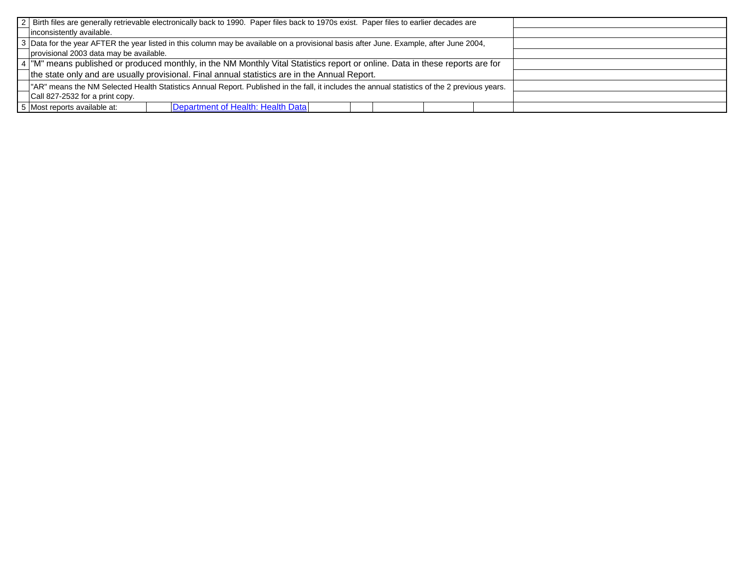| | | |
|---|---|---|
| 2 | Birth files are generally retrievable electronically back to 1990. Paper files back to 1970s exist. Paper files to earlier decades are inconsistently available. | |
| 3 | Data for the year AFTER the year listed in this column may be available on a provisional basis after June. Example, after June 2004, provisional 2003 data may be available. | |
| 4 | "M" means published or produced monthly, in the NM Monthly Vital Statistics report or online. Data in these reports are for the state only and are usually provisional. Final annual statistics are in the Annual Report. | |
| | "AR" means the NM Selected Health Statistics Annual Report. Published in the fall, it includes the annual statistics of the 2 previous years. Call 827-2532 for a print copy. | |
| 5 | Most reports available at: [Department of Health: Health Data] | |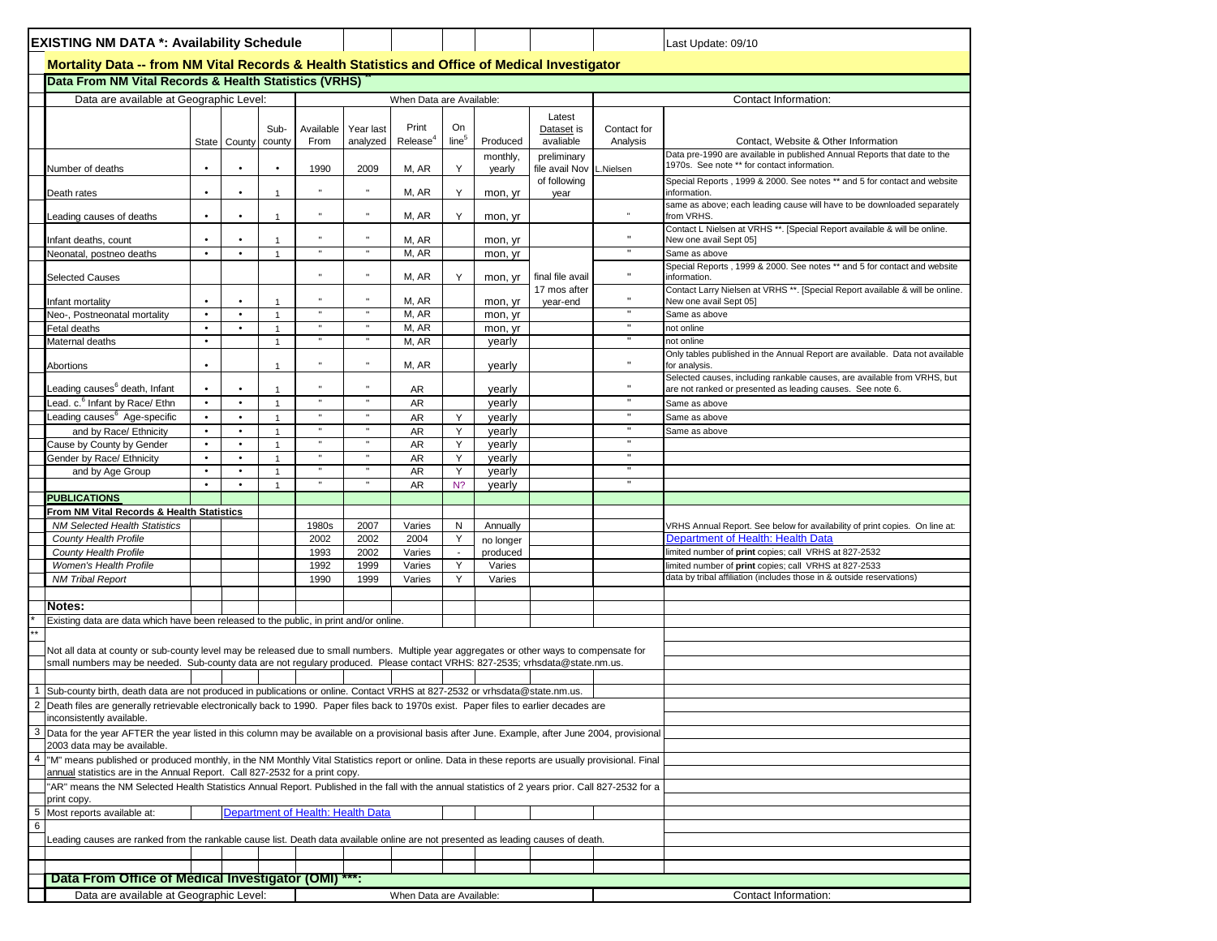# EXISTING NM DATA *: Availability Schedule

Last Update: 09/10

## Mortality Data -- from NM Vital Records & Health Statistics and Office of Medical Investigator

### Data From NM Vital Records & Health Statistics (VRHS) **

| | Data are available at Geographic Level: | | | When Data are Available: | | | | | | Contact Information: | |
|---|---|---|---|---|---|---|---|---|---|---|---|
| | State | County | Sub-county | Available From | Year last analyzed | Print Release[4] | On line[5] | Produced | Latest Dataset is avaliable | Contact for Analysis | Contact, Website & Other Information |
| Number of deaths | • | • | • | 1990 | 2009 | M, AR | Y | monthly, yearly | preliminary file avail Nov of following year | L.Nielsen | Data pre-1990 are available in published Annual Reports that date to the 1970s. See note ** for contact information. |
| Death rates | • | • | 1 | " | " | M, AR | Y | mon, yr | | | Special Reports , 1999 & 2000. See notes ** and 5 for contact and website information. |
| Leading causes of deaths | • | • | 1 | " | " | M, AR | Y | mon, yr | | " | same as above; each leading cause will have to be downloaded separately from VRHS. |
| Infant deaths, count | • | • | 1 | " | " | M, AR | | mon, yr | | " | Contact L Nielsen at VRHS **. [Special Report available & will be online. New one avail Sept 05] |
| Neonatal, postneo deaths | • | • | 1 | " | " | M, AR | | mon, yr | | " | Same as above |
| Selected Causes | | | | " | " | M, AR | Y | mon, yr | final file avail 17 mos after year-end | " | Special Reports , 1999 & 2000. See notes ** and 5 for contact and website information. |
| Infant mortality | • | • | 1 | " | " | M, AR | | mon, yr | | " | Contact Larry Nielsen at VRHS **. [Special Report available & will be online. New one avail Sept 05] |
| Neo-, Postneonatal mortality | • | • | 1 | " | " | M, AR | | mon, yr | | " | Same as above |
| Fetal deaths | • | • | 1 | " | " | M, AR | | mon, yr | | " | not online |
| Maternal deaths | • | | 1 | " | " | M, AR | | yearly | | " | not online |
| Abortions | • | | 1 | " | " | M, AR | | yearly | | " | Only tables published in the Annual Report are available. Data not available for analysis. |
| Leading causes[6] death, Infant | • | • | 1 | " | " | AR | | yearly | | " | Selected causes, including rankable causes, are available from VRHS, but are not ranked or presented as leading causes. See note 6. |
| Lead. c.[6] Infant by Race/ Ethn | • | • | 1 | " | " | AR | | yearly | | " | Same as above |
| Leading causes[6] Age-specific | • | • | 1 | " | " | AR | Y | yearly | | " | Same as above |
| and by Race/ Ethnicity | • | • | 1 | " | " | AR | Y | yearly | | " | Same as above |
| Cause by County by Gender | • | • | 1 | " | " | AR | Y | yearly | | " | |
| Gender by Race/ Ethnicity | • | • | 1 | " | " | AR | Y | yearly | | " | |
| and by Age Group | • | • | 1 | " | " | AR | Y | yearly | | " | |
| | • | • | 1 | " | " | AR | N? | yearly | | " | |
| **PUBLICATIONS** | | | | | | | | | | | |
| **From NM Vital Records & Health Statistics** | | | | | | | | | | | |
| *NM Selected Health Statistics* | | | | 1980s | 2007 | Varies | N | Annually | | | VRHS Annual Report. See below for availability of print copies. On line at: |
| *County Health Profile* | | | | 2002 | 2002 | 2004 | Y | no longer | | | Department of Health: Health Data |
| *County Health Profile* | | | | 1993 | 2002 | Varies | - | produced | | | limited number of **print** copies; call VRHS at 827-2532 |
| *Women's Health Profile* | | | | 1992 | 1999 | Varies | Y | Varies | | | limited number of **print** copies; call VRHS at 827-2533 |
| *NM Tribal Report* | | | | 1990 | 1999 | Varies | Y | Varies | | | data by tribal affiliation (includes those in & outside reservations) |

**Notes:**

\* Existing data are data which have been released to the public, in print and/or online.

** Not all data at county or sub-county level may be released due to small numbers. Multiple year aggregates or other ways to compensate for small numbers may be needed. Sub-county data are not regulary produced. Please contact VRHS: 827-2535; vrhsdata@state.nm.us.

1 Sub-county birth, death data are not produced in publications or online. Contact VRHS at 827-2532 or vrhsdata@state.nm.us.

2 Death files are generally retrievable electronically back to 1990. Paper files back to 1970s exist. Paper files to earlier decades are inconsistently available.

3 Data for the year AFTER the year listed in this column may be available on a provisional basis after June. Example, after June 2004, provisional 2003 data may be available.

4 "M" means published or produced monthly, in the NM Monthly Vital Statistics report or online. Data in these reports are usually provisional. Final annual statistics are in the Annual Report. Call 827-2532 for a print copy.
"AR" means the NM Selected Health Statistics Annual Report. Published in the fall with the annual statistics of 2 years prior. Call 827-2532 for a print copy.

5 Most reports available at: Department of Health: Health Data

6 Leading causes are ranked from the rankable cause list. Death data available online are not presented as leading causes of death.

### Data From Office of Medical Investigator (OMI) ***:

| Data are available at Geographic Level: | When Data are Available: | Contact Information: |
|---|---|---|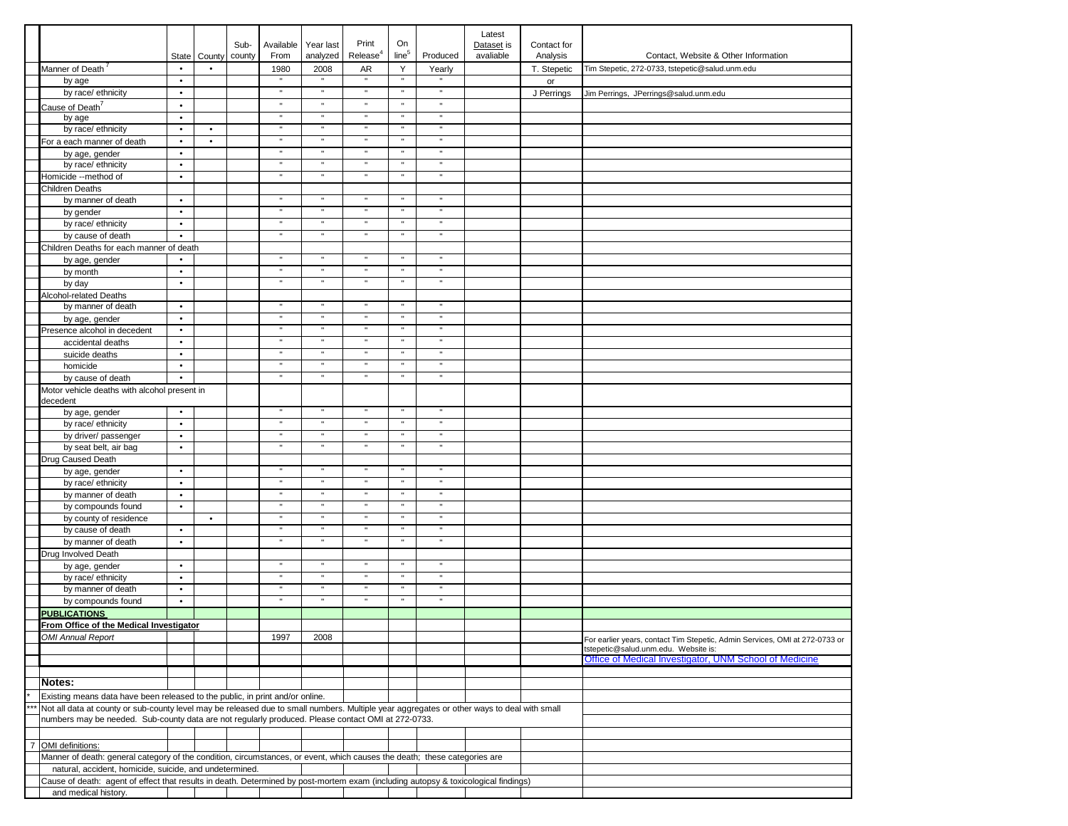| | | State | County | Sub-county | Available From | Year last analyzed | Print Release[4] | On line[5] | Produced | Latest Dataset is avaliable | Contact for Analysis | Contact, Website & Other Information |
|---|---|---|---|---|---|---|---|---|---|---|---|---|
| | Manner of Death[7] | • | • | | 1980 | 2008 | AR | Y | Yearly | | T. Stepetic | Tim Stepetic, 272-0733, tstepetic@salud.unm.edu |
| | by age | • | | | " | " | " | " | " | | or | |
| | by race/ ethnicity | • | | | " | " | " | " | " | | J Perrings | Jim Perrings, JPerrings@salud.unm.edu |
| | Cause of Death[7] | • | | | " | " | " | " | " | | | |
| | by age | • | | | " | " | " | " | " | | | |
| | by race/ ethnicity | • | • | | " | " | " | " | " | | | |
| | For a each manner of death | • | • | | " | " | " | " | " | | | |
| | by age, gender | • | | | " | " | " | " | " | | | |
| | by race/ ethnicity | • | | | " | " | " | " | " | | | |
| | Homicide --method of | • | | | " | " | " | " | " | | | |
| | Children Deaths | | | | | | | | | | | |
| | by manner of death | • | | | " | " | " | " | " | | | |
| | by gender | • | | | " | " | " | " | " | | | |
| | by race/ ethnicity | • | | | " | " | " | " | " | | | |
| | by cause of death | • | | | " | " | " | " | " | | | |
| | Children Deaths for each manner of death | | | | | | | | | | | |
| | by age, gender | • | | | " | " | " | " | " | | | |
| | by month | • | | | " | " | " | " | " | | | |
| | by day | • | | | " | " | " | " | " | | | |
| | Alcohol-related Deaths | | | | | | | | | | | |
| | by manner of death | • | | | " | " | " | " | " | | | |
| | by age, gender | • | | | " | " | " | " | " | | | |
| | Presence alcohol in decedent | • | | | " | " | " | " | " | | | |
| | accidental deaths | • | | | " | " | " | " | " | | | |
| | suicide deaths | • | | | " | " | " | " | " | | | |
| | homicide | • | | | " | " | " | " | " | | | |
| | by cause of death | • | | | " | " | " | " | " | | | |
| | Motor vehicle deaths with alcohol present in decedent | | | | | | | | | | | |
| | by age, gender | • | | | " | " | " | " | " | | | |
| | by race/ ethnicity | • | | | " | " | " | " | " | | | |
| | by driver/ passenger | • | | | " | " | " | " | " | | | |
| | by seat belt, air bag | • | | | " | " | " | " | " | | | |
| | Drug Caused Death | | | | | | | | | | | |
| | by age, gender | • | | | " | " | " | " | " | | | |
| | by race/ ethnicity | • | | | " | " | " | " | " | | | |
| | by manner of death | • | | | " | " | " | " | " | | | |
| | by compounds found | • | | | " | " | " | " | " | | | |
| | by county of residence | | • | | " | " | " | " | " | | | |
| | by cause of death | • | | | " | " | " | " | " | | | |
| | by manner of death | • | | | " | " | " | " | " | | | |
| | Drug Involved Death | | | | | | | | | | | |
| | by age, gender | • | | | " | " | " | " | " | | | |
| | by race/ ethnicity | • | | | " | " | " | " | " | | | |
| | by manner of death | • | | | " | " | " | " | " | | | |
| | by compounds found | • | | | " | " | " | " | " | | | |
| | **PUBLICATIONS** | | | | | | | | | | | |
| | **From Office of the Medical Investigator** | | | | | | | | | | | |
| | *OMI Annual Report* | | | | 1997 | 2008 | | | | | | For earlier years, contact Tim Stepetic, Admin Services, OMI at 272-0733 or tstepetic@salud.unm.edu. Website is: Office of Medical Investigator, UNM School of Medicine |

**Notes:**

\* Existing means data have been released to the public, in print and/or online.

\*\*\* Not all data at county or sub-county level may be released due to small numbers. Multiple year aggregates or other ways to deal with small numbers may be needed. Sub-county data are not regularly produced. Please contact OMI at 272-0733.

7 OMI definitions:

Manner of death: general category of the condition, circumstances, or event, which causes the death; these categories are natural, accident, homicide, suicide, and undetermined.

Cause of death: agent of effect that results in death. Determined by post-mortem exam (including autopsy & toxicological findings) and medical history.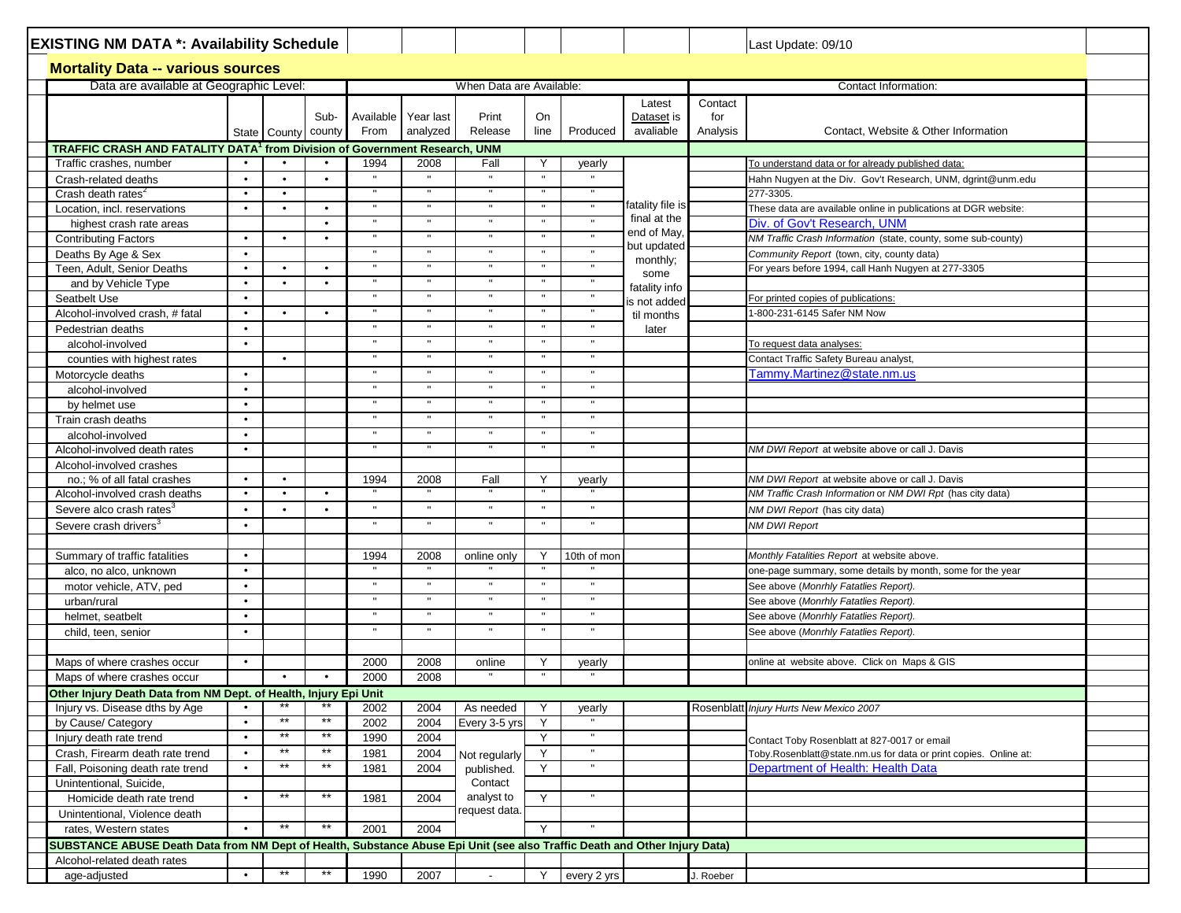# EXISTING NM DATA *: Availability Schedule

Last Update: 09/10

## Mortality Data -- various sources

| | Data are available at Geographic Level: | | | When Data are Available: | | | | | | Contact Information: | |
|---|---|---|---|---|---|---|---|---|---|---|---|
| | State | County | Sub-county | Available From | Year last analyzed | Print Release | On line | Produced | Latest Dataset is avaliable | Contact for Analysis | Contact, Website & Other Information |
| **TRAFFIC CRASH AND FATALITY DATA[1] from Division of Government Research, UNM** | | | | | | | | | | | |
| Traffic crashes, number | • | • | • | 1994 | 2008 | Fall | Y | yearly | fatality file is final at the end of May, but updated monthly; some fatality info is not added til months later | | To understand data or for already published data: |
| Crash-related deaths | • | • | • | " | " | " | " | " | | | Hahn Nugyen at the Div. Gov't Research, UNM, dgrint@unm.edu |
| Crash death rates[2] | • | • | | " | " | " | " | " | | | 277-3305. |
| Location, incl. reservations | • | • | • | " | " | " | " | " | | | These data are available online in publications at DGR website: |
| highest crash rate areas | | | • | " | " | " | " | " | | | Div. of Gov't Research, UNM |
| Contributing Factors | • | • | • | " | " | " | " | " | | | *NM Traffic Crash Information* (state, county, some sub-county) |
| Deaths By Age & Sex | • | | | " | " | " | " | " | | | *Community Report* (town, city, county data) |
| Teen, Adult, Senior Deaths | • | • | • | " | " | " | " | " | | | For years before 1994, call Hanh Nugyen at 277-3305 |
| and by Vehicle Type | • | • | • | " | " | " | " | " | | | |
| Seatbelt Use | • | | | " | " | " | " | " | | | For printed copies of publications: |
| Alcohol-involved crash, # fatal | • | • | • | " | " | " | " | " | | | 1-800-231-6145 Safer NM Now |
| Pedestrian deaths | • | | | " | " | " | " | " | | | |
| alcohol-involved | • | | | " | " | " | " | " | | | To request data analyses: |
| counties with highest rates | | • | | " | " | " | " | " | | | Contact Traffic Safety Bureau analyst, |
| Motorcycle deaths | • | | | " | " | " | " | " | | | Tammy.Martinez@state.nm.us |
| alcohol-involved | • | | | " | " | " | " | " | | | |
| by helmet use | • | | | " | " | " | " | " | | | |
| Train crash deaths | • | | | " | " | " | " | " | | | |
| alcohol-involved | • | | | " | " | " | " | " | | | |
| Alcohol-involved death rates | • | | | " | " | " | " | " | | | *NM DWI Report* at website above or call J. Davis |
| Alcohol-involved crashes | | | | | | | | | | | |
| no.; % of all fatal crashes | • | • | | 1994 | 2008 | Fall | Y | yearly | | | *NM DWI Report* at website above or call J. Davis |
| Alcohol-involved crash deaths | • | • | • | " | " | " | " | " | | | *NM Traffic Crash Information* or *NM DWI Rpt* (has city data) |
| Severe alco crash rates[3] | • | • | • | " | " | " | " | " | | | *NM DWI Report* (has city data) |
| Severe crash drivers[3] | • | | | " | " | " | " | " | | | *NM DWI Report* |
| | | | | | | | | | | | |
| Summary of traffic fatalities | • | | | 1994 | 2008 | online only | Y | 10th of mon | | | *Monthly Fatalities Report* at website above. |
| alco, no alco, unknown | • | | | " | " | " | " | " | | | one-page summary, some details by month, some for the year |
| motor vehicle, ATV, ped | • | | | " | " | " | " | " | | | See above (*Monrhly Fatatlies Report).* |
| urban/rural | • | | | " | " | " | " | " | | | See above (*Monrhly Fatatlies Report).* |
| helmet, seatbelt | • | | | " | " | " | " | " | | | See above (*Monrhly Fatatlies Report).* |
| child, teen, senior | • | | | " | " | " | " | " | | | See above (*Monrhly Fatatlies Report).* |
| | | | | | | | | | | | |
| Maps of where crashes occur | • | | | 2000 | 2008 | online | Y | yearly | | | online at website above. Click on Maps & GIS |
| Maps of where crashes occur | | • | • | 2000 | 2008 | " | " | " | | | |
| **Other Injury Death Data from NM Dept. of Health, Injury Epi Unit** | | | | | | | | | | | |
| Injury vs. Disease dths by Age | • | ** | ** | 2002 | 2004 | As needed | Y | yearly | | Rosenblatt | *Injury Hurts New Mexico 2007* |
| by Cause/ Category | • | ** | ** | 2002 | 2004 | Every 3-5 yrs | Y | " | | | |
| Injury death rate trend | • | ** | ** | 1990 | 2004 | Not regularly published. Contact analyst to request data. | Y | " | | | Contact Toby Rosenblatt at 827-0017 or email |
| Crash, Firearm death rate trend | • | ** | ** | 1981 | 2004 | | Y | " | | | Toby.Rosenblatt@state.nm.us for data or print copies. Online at: |
| Fall, Poisoning death rate trend | • | ** | ** | 1981 | 2004 | | Y | " | | | Department of Health: Health Data |
| Unintentional, Suicide, | | | | | | | | | | | |
| Homicide death rate trend | • | ** | ** | 1981 | 2004 | | Y | " | | | |
| Unintentional, Violence death | | | | | | | | | | | |
| rates, Western states | • | ** | ** | 2001 | 2004 | | Y | " | | | |
| **SUBSTANCE ABUSE Death Data from NM Dept of Health, Substance Abuse Epi Unit (see also Traffic Death and Other Injury Data)** | | | | | | | | | | | |
| Alcohol-related death rates | | | | | | | | | | | |
| age-adjusted | • | ** | ** | 1990 | 2007 | - | Y | every 2 yrs | | J. Roeber | |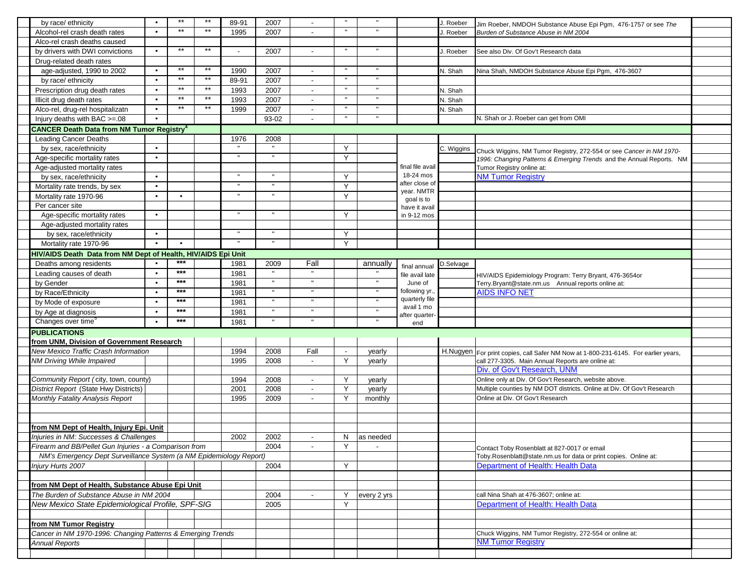| | | | | | | | | | | | |
|---|---|---|---|---|---|---|---|---|---|---|---|
| by race/ ethnicity | • | ** | ** | 89-91 | 2007 | - | " | " | | J. Roeber | Jim Roeber, NMDOH Substance Abuse Epi Pgm, 476-1757 or see *The* |
| Alcohol-rel crash death rates | • | ** | ** | 1995 | 2007 | - | " | " | | J. Roeber | *Burden of Substance Abuse in NM 2004* |
| Alco-rel crash deaths caused | | | | | | | | | | | |
| by drivers with DWI convictions | • | ** | ** | - | 2007 | - | " | " | | J. Roeber | See also Div. Of Gov't Research data |
| Drug-related death rates | | | | | | | | | | | |
| age-adjusted, 1990 to 2002 | • | ** | ** | 1990 | 2007 | - | " | " | | N. Shah | Nina Shah, NMDOH Substance Abuse Epi Pgm, 476-3607 |
| by race/ ethnicity | • | ** | ** | 89-91 | 2007 | - | " | " | | | |
| Prescription drug death rates | • | ** | ** | 1993 | 2007 | - | " | " | | N. Shah | |
| Illicit drug death rates | • | ** | ** | 1993 | 2007 | - | " | " | | N. Shah | |
| Alco-rel, drug-rel hospitalizatn | • | ** | ** | 1999 | 2007 | - | " | " | | N. Shah | |
| Injury deaths with BAC >=.08 | • | | | | 93-02 | - | " | " | | | N. Shah or J. Roeber can get from OMI |
| **CANCER Death Data from NM Tumor Registry[4]** | | | | | | | | | | | |
| Leading Cancer Deaths | | | | 1976 | 2008 | | | | | | |
| by sex, race/ethnicity | • | | | " | " | | Y | | final file avail 18-24 mos after close of year. NMTR goal is to have it avail in 9-12 mos | C. Wiggins | Chuck Wiggins, NM Tumor Registry, 272-554 or see *Cancer in NM 1970-1996: Changing Patterns & Emerging Trends* and the Annual Reports. NM Tumor Registry online at: NM Tumor Registry |
| Age-specific mortality rates | • | | | " | " | | Y | | | | |
| Age-adjusted mortality rates | | | | | | | | | | | |
| by sex, race/ethnicity | • | | | " | " | | Y | | | | |
| Mortality rate trends, by sex | • | | | " | " | | Y | | | | |
| Mortality rate 1970-96 | • | • | | " | " | | Y | | | | |
| Per cancer site | | | | | | | | | | | |
| Age-specific mortality rates | • | | | " | " | | Y | | | | |
| Age-adjusted mortality rates | | | | | | | | | | | |
| by sex, race/ethnicity | • | | | " | " | | Y | | | | |
| Mortality rate 1970-96 | • | • | | " | " | | Y | | | | |
| **HIV/AIDS Death Data from NM Dept of Health, HIV/AIDS Epi Unit** | | | | | | | | | | | |
| Deaths among residents | • | *** | | 1981 | 2009 | Fall | | annually | final annual file avail late June of following yr., quarterly file avail 1 mo after quarter-end | D.Selvage | HIV/AIDS Epidemiology Program: Terry Bryant, 476-3654or Terry.Bryant@state.nm.us Annual reports online at: AIDS INFO NET |
| Leading causes of death | • | *** | | 1981 | " | " | | " | | | |
| by Gender | • | *** | | 1981 | " | " | | " | | | |
| by Race/Ethnicity | • | *** | | 1981 | " | " | | " | | | |
| by Mode of exposure | • | *** | | 1981 | " | " | | " | | | |
| by Age at diagnosis | • | *** | | 1981 | " | " | | " | | | |
| Changes over time[5] | • | *** | | 1981 | " | " | | " | | | |
| **PUBLICATIONS** | | | | | | | | | | | |
| **from UNM, Division of Government Research** | | | | | | | | | | | |
| *New Mexico Traffic Crash Information* | | | | 1994 | 2008 | Fall | - | yearly | | H.Nugyen | For print copies, call Safer NM Now at 1-800-231-6145. For earlier years, call 277-3305. Main Annual Reports are online at: Div. of Gov't Research, UNM |
| *NM Driving While Impaired* | | | | 1995 | 2008 | - | Y | yearly | | | |
| *Community Report ( city, town, county)* | | | | 1994 | 2008 | - | Y | yearly | | | Online only at Div. Of Gov't Research, website above. |
| *District Report (State Hwy Districts)* | | | | 2001 | 2008 | - | Y | yearly | | | Multiple counties by NM DOT districts. Online at Div. Of Gov't Research |
| *Monthly Fatality Analysis Report* | | | | 1995 | 2009 | - | Y | monthly | | | Online at Div. Of Gov't Research |
| **from NM Dept of Health, Injury Epi. Unit** | | | | | | | | | | | |
| *Injuries in NM: Successes & Challenges* | | | | 2002 | 2002 | - | N | as needed | | | Contact Toby Rosenblatt at 827-0017 or email Toby.Rosenblatt@state.nm.us for data or print copies. Online at: Department of Health: Health Data |
| *Firearm and BB/Pellet Gun Injuries - a Comparison from NM's Emergency Dept Surveillance System (a NM Epidemiology Report)* | | | | | 2004 | - | Y | - | | | |
| *Injury Hurts 2007* | | | | | 2004 | | Y | | | | |
| **from NM Dept of Health, Substance Abuse Epi Unit** | | | | | | | | | | | |
| *The Burden of Substance Abuse in NM 2004* | | | | | 2004 | - | Y | every 2 yrs | | | call Nina Shah at 476-3607; online at: Department of Health: Health Data |
| *New Mexico State Epidemiological Profile, SPF-SIG* | | | | | 2005 | | Y | | | | |
| **from NM Tumor Registry** | | | | | | | | | | | |
| *Cancer in NM 1970-1996: Changing Patterns & Emerging Trends* | | | | | | | | | | | Chuck Wiggins, NM Tumor Registry, 272-554 or online at: NM Tumor Registry |
| *Annual Reports* | | | | | | | | | | | |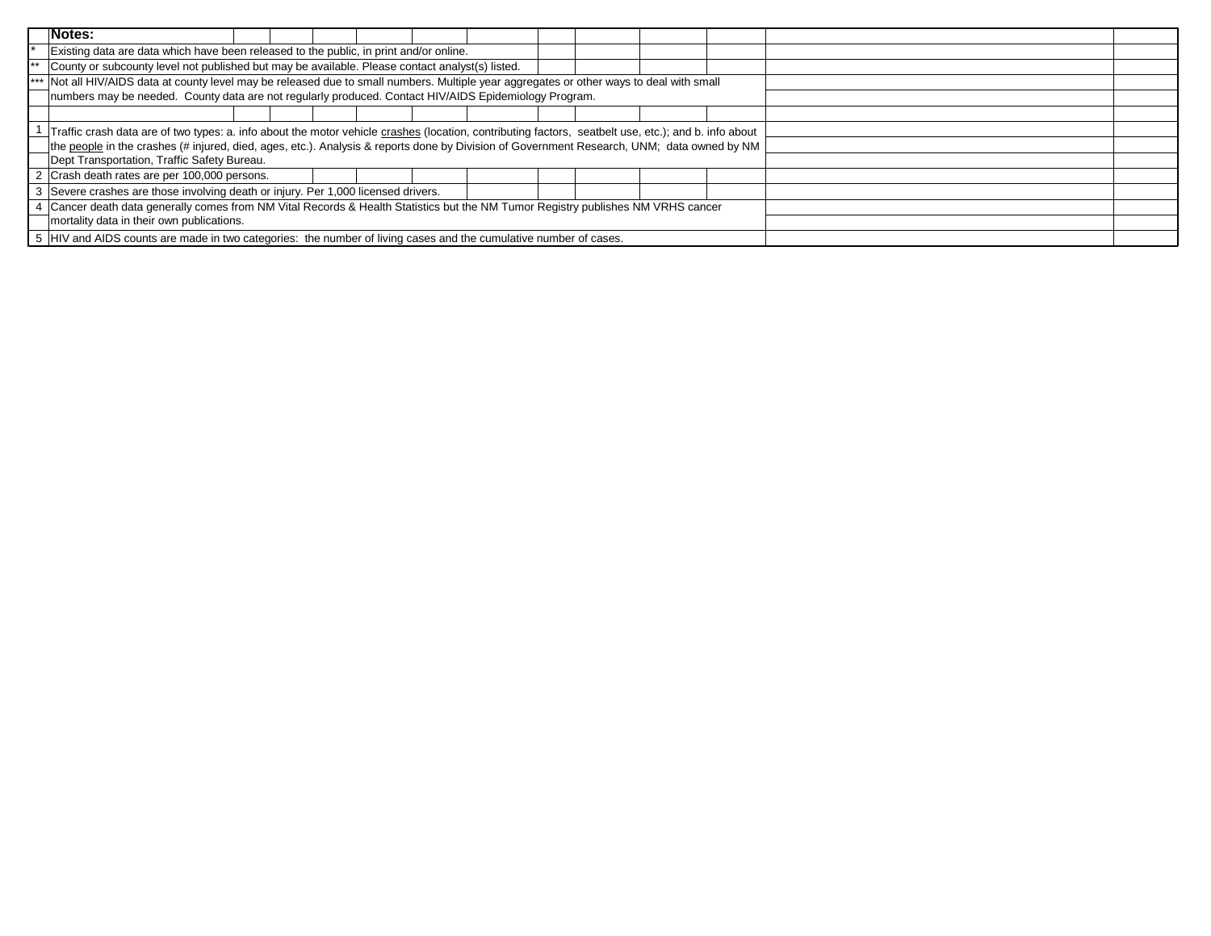**Notes:**

| | |
|---|---|
| * | Existing data are data which have been released to the public, in print and/or online. |
| ** | County or subcounty level not published but may be available. Please contact analyst(s) listed. |
| *** | Not all HIV/AIDS data at county level may be released due to small numbers. Multiple year aggregates or other ways to deal with small numbers may be needed. County data are not regularly produced. Contact HIV/AIDS Epidemiology Program. |
| 1 | Traffic crash data are of two types: a. info about the motor vehicle crashes (location, contributing factors, seatbelt use, etc.); and b. info about the people in the crashes (# injured, died, ages, etc.). Analysis & reports done by Division of Government Research, UNM; data owned by NM Dept Transportation, Traffic Safety Bureau. |
| 2 | Crash death rates are per 100,000 persons. |
| 3 | Severe crashes are those involving death or injury. Per 1,000 licensed drivers. |
| 4 | Cancer death data generally comes from NM Vital Records & Health Statistics but the NM Tumor Registry publishes NM VRHS cancer mortality data in their own publications. |
| 5 | HIV and AIDS counts are made in two categories: the number of living cases and the cumulative number of cases. |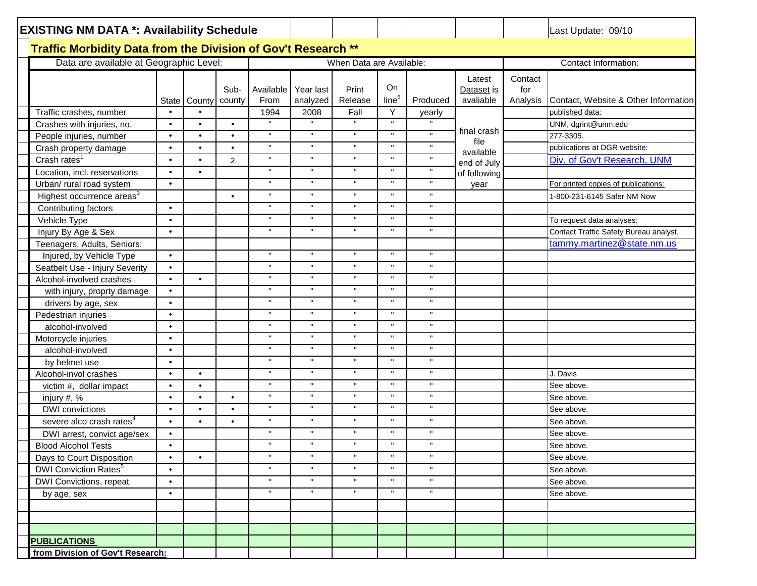# EXISTING NM DATA *: Availability Schedule

Last Update: 09/10

## Traffic Morbidity Data from the Division of Gov't Research **

| | Data are available at Geographic Level: | | | When Data are Available: | | | | | | Contact Information: | |
|---|---|---|---|---|---|---|---|---|---|---|---|
| | State | County | Sub-county | Available From | Year last analyzed | Print Release | On line[6] | Produced | Latest Dataset is avaliable | Contact for Analysis | Contact, Website & Other Information |
| Traffic crashes, number | • | • | | 1994 | 2008 | Fall | Y | yearly | | | published data: |
| Crashes with injuries, no. | • | • | • | " | " | " | " | " | final crash file available end of July of following year | | UNM, dgrint@unm.edu |
| People injuries, number | • | • | • | " | " | " | " | " | | | 277-3305. |
| Crash property damage | • | • | • | " | " | " | " | " | | | publications at DGR website: |
| Crash rates[1] | • | • | 2 | " | " | " | " | " | | | Div. of Gov't Research, UNM |
| Location, incl. reservations | • | • | | " | " | " | " | " | | | |
| Urban/ rural road system | • | | | " | " | " | " | " | | | For printed copies of publications: |
| Highest occurrence areas[3] | | | • | " | " | " | " | " | | | 1-800-231-6145 Safer NM Now |
| Contributing factors | • | | | " | " | " | " | " | | | |
| Vehicle Type | • | | | " | " | " | " | " | | | To request data analyses: |
| Injury By Age & Sex | • | | | " | " | " | " | " | | | Contact Traffic Safety Bureau analyst, |
| Teenagers, Adults, Seniors: | | | | | | | | | | | tammy.martinez@state.nm.us |
| Injured, by Vehicle Type | • | | | " | " | " | " | " | | | |
| Seatbelt Use - Injury Severity | • | | | " | " | " | " | " | | | |
| Alcohol-involved crashes | • | • | | " | " | " | " | " | | | |
| with injury, proprty damage | • | | | " | " | " | " | " | | | |
| drivers by age, sex | • | | | " | " | " | " | " | | | |
| Pedestrian injuries | • | | | " | " | " | " | " | | | |
| alcohol-involved | • | | | " | " | " | " | " | | | |
| Motorcycle injuries | • | | | " | " | " | " | " | | | |
| alcohol-involved | • | | | " | " | " | " | " | | | |
| by helmet use | • | | | " | " | " | " | " | | | |
| Alcohol-invol crashes | • | • | | " | " | " | " | " | | | J. Davis |
| victim #, dollar impact | • | • | | " | " | " | " | " | | | See above. |
| injury #, % | • | • | • | " | " | " | " | " | | | See above. |
| DWI convictions | • | • | • | " | " | " | " | " | | | See above. |
| severe alco crash rates[4] | • | • | • | " | " | " | " | " | | | See above. |
| DWI arrest, convict age/sex | • | | | " | " | " | " | " | | | See above. |
| Blood Alcohol Tests | • | | | " | " | " | " | " | | | See above. |
| Days to Court Disposition | • | • | | " | " | " | " | " | | | See above. |
| DWI Conviction Rates[5] | • | | | " | " | " | " | " | | | See above. |
| DWI Convictions, repeat | • | | | " | " | " | " | " | | | See above. |
| by age, sex | • | | | " | " | " | " | " | | | See above. |

**PUBLICATIONS**

**from Division of Gov't Research:**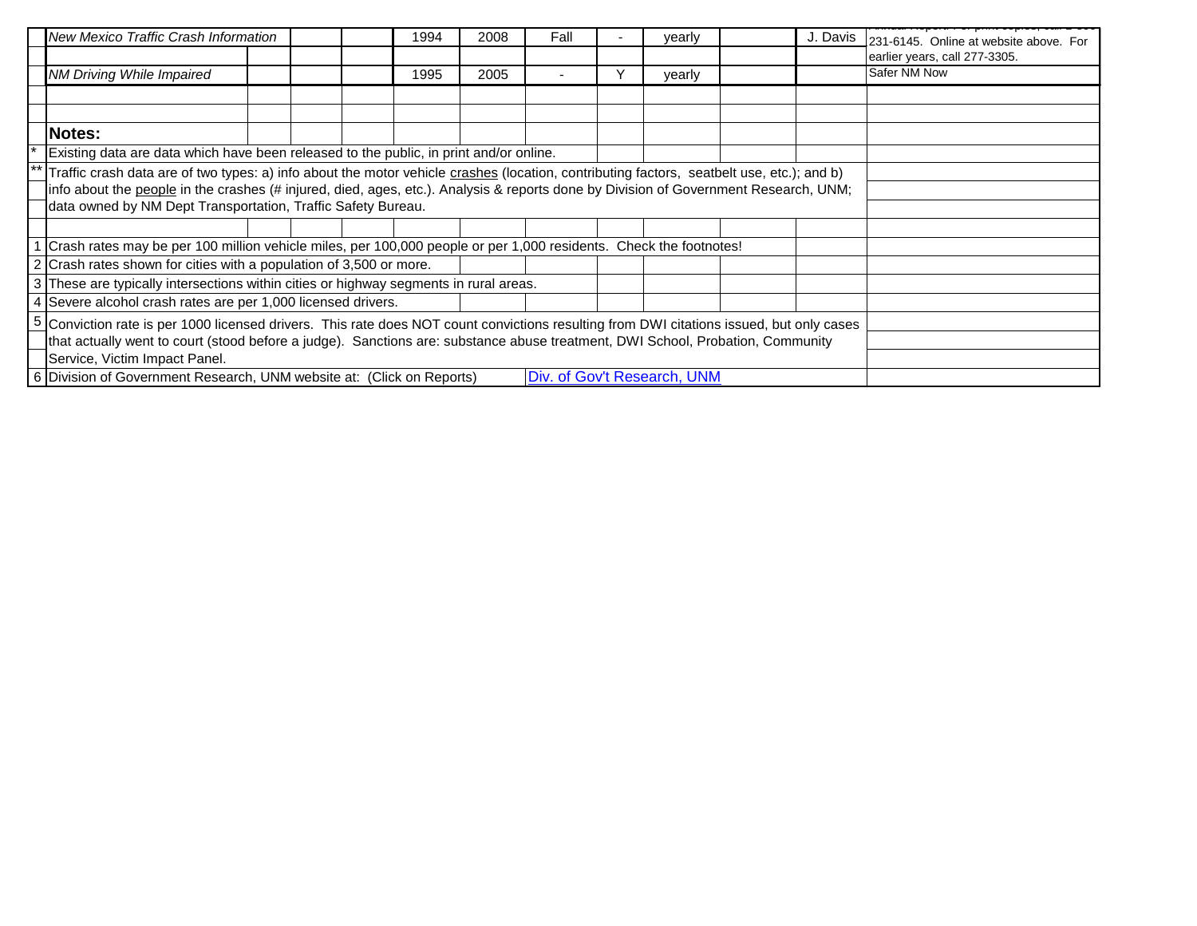|  | New Mexico Traffic Crash Information |  |  |  | 1994 | 2008 | Fall | - | yearly |  | J. Davis | Annual Report. For print copies, call 1-800-231-6145. Online at website above. For earlier years, call 277-3305. |
|---|---|---|---|---|---|---|---|---|---|---|---|---|
|  | NM Driving While Impaired |  |  |  | 1995 | 2005 | - | Y | yearly |  |  | Safer NM Now |

**Notes:**

\* Existing data are data which have been released to the public, in print and/or online.

** Traffic crash data are of two types: a) info about the motor vehicle crashes (location, contributing factors, seatbelt use, etc.); and b) info about the people in the crashes (# injured, died, ages, etc.). Analysis & reports done by Division of Government Research, UNM; data owned by NM Dept Transportation, Traffic Safety Bureau.

1 Crash rates may be per 100 million vehicle miles, per 100,000 people or per 1,000 residents. Check the footnotes!

2 Crash rates shown for cities with a population of 3,500 or more.

3 These are typically intersections within cities or highway segments in rural areas.

4 Severe alcohol crash rates are per 1,000 licensed drivers.

5 Conviction rate is per 1000 licensed drivers. This rate does NOT count convictions resulting from DWI citations issued, but only cases that actually went to court (stood before a judge). Sanctions are: substance abuse treatment, DWI School, Probation, Community Service, Victim Impact Panel.

6 Division of Government Research, UNM website at: (Click on Reports) Div. of Gov't Research, UNM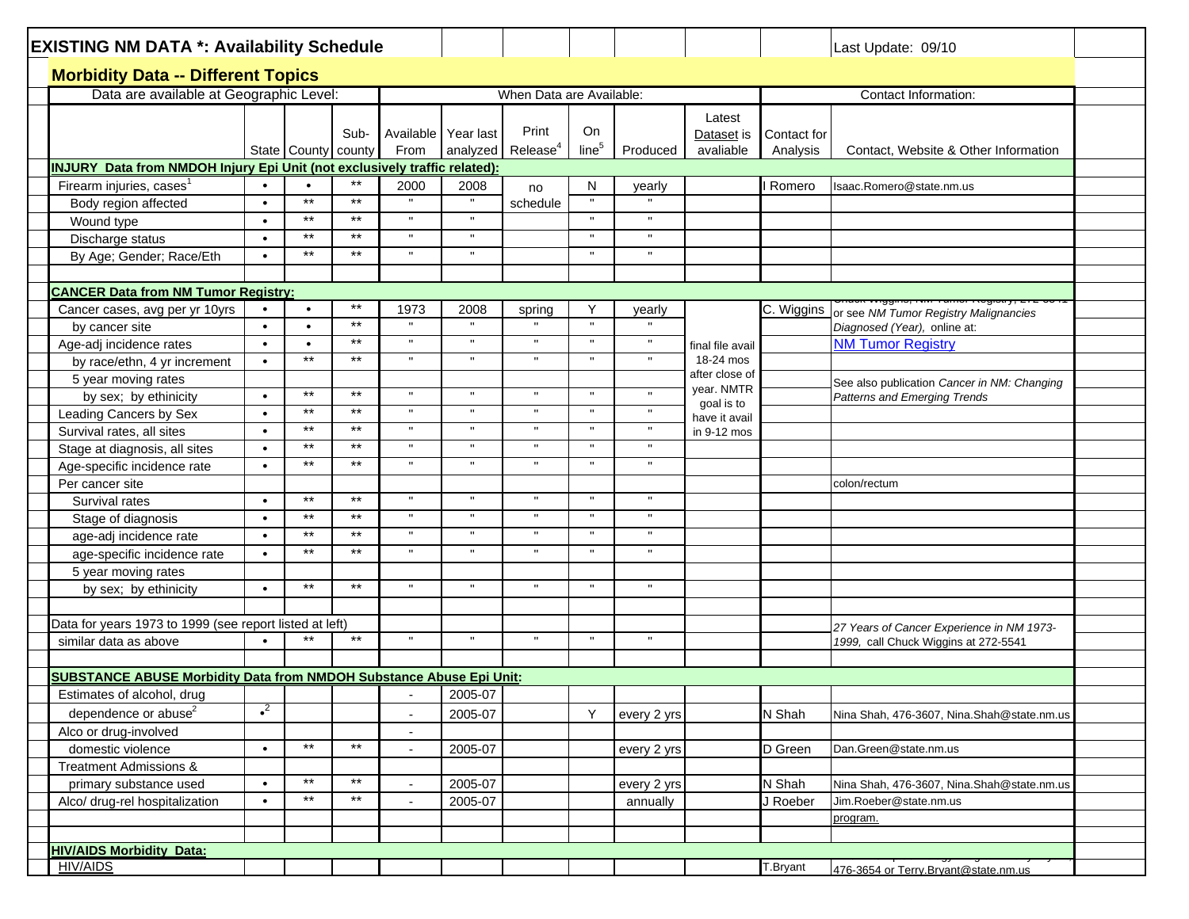# EXISTING NM DATA *: Availability Schedule

Last Update: 09/10

## Morbidity Data -- Different Topics

| | Data are available at Geographic Level: | | | When Data are Available: | | | | | | Contact Information: | |
|---|---|---|---|---|---|---|---|---|---|---|---|
| | State | County | Sub-county | Available From | Year last analyzed | Print Release[4] | On line[5] | Produced | Latest Dataset is avaliable | Contact for Analysis | Contact, Website & Other Information |
| **INJURY Data from NMDOH Injury Epi Unit (not exclusively traffic related):** | | | | | | | | | | | |
| Firearm injuries, cases[1] | • | • | ** | 2000 | 2008 | no schedule | N | yearly | | I Romero | Isaac.Romero@state.nm.us |
| Body region affected | • | ** | ** | " | " | | " | " | | | |
| Wound type | • | ** | ** | " | " | | " | " | | | |
| Discharge status | • | ** | ** | " | " | | " | " | | | |
| By Age; Gender; Race/Eth | • | ** | ** | " | " | | " | " | | | |
| | | | | | | | | | | | |
| **CANCER Data from NM Tumor Registry:** | | | | | | | | | | | |
| Cancer cases, avg per yr 10yrs | • | • | ** | 1973 | 2008 | spring | Y | yearly | final file avail 18-24 mos after close of year. NMTR goal is to have it avail in 9-12 mos | C. Wiggins | Chuck Wiggins, NM Tumor Registry, 272-5541 or see *NM Tumor Registry Malignancies Diagnosed (Year),* online at: |
| by cancer site | • | • | ** | " | " | " | " | " | | | |
| Age-adj incidence rates | • | • | ** | " | " | " | " | " | | | [NM Tumor Registry] |
| by race/ethn, 4 yr increment | • | ** | ** | " | " | " | " | " | | | |
| 5 year moving rates | | | | | | | | | | | See also publication *Cancer in NM: Changing Patterns and Emerging Trends* |
| by sex; by ethinicity | • | ** | ** | " | " | " | " | " | | | |
| Leading Cancers by Sex | • | ** | ** | " | " | " | " | " | | | |
| Survival rates, all sites | • | ** | ** | " | " | " | " | " | | | |
| Stage at diagnosis, all sites | • | ** | ** | " | " | " | " | " | | | |
| Age-specific incidence rate | • | ** | ** | " | " | " | " | " | | | |
| Per cancer site | | | | | | | | | | | colon/rectum |
| Survival rates | • | ** | ** | " | " | " | " | " | | | |
| Stage of diagnosis | • | ** | ** | " | " | " | " | " | | | |
| age-adj incidence rate | • | ** | ** | " | " | " | " | " | | | |
| age-specific incidence rate | • | ** | ** | " | " | " | " | " | | | |
| 5 year moving rates | | | | | | | | | | | |
| by sex; by ethinicity | • | ** | ** | " | " | " | " | " | | | |
| | | | | | | | | | | | |
| Data for years 1973 to 1999 (see report listed at left) | | | | | | | | | | | *27 Years of Cancer Experience in NM 1973-1999,* call Chuck Wiggins at 272-5541 |
| similar data as above | • | ** | ** | " | " | " | " | " | | | |
| | | | | | | | | | | | |
| **SUBSTANCE ABUSE Morbidity Data from NMDOH Substance Abuse Epi Unit:** | | | | | | | | | | | |
| Estimates of alcohol, drug | | | | - | 2005-07 | | | | | | |
| dependence or abuse[2] | •[2] | | | - | 2005-07 | | Y | every 2 yrs | | N Shah | Nina Shah, 476-3607, Nina.Shah@state.nm.us |
| Alco or drug-involved | | | | - | | | | | | | |
| domestic violence | • | ** | ** | - | 2005-07 | | | every 2 yrs | | D Green | Dan.Green@state.nm.us |
| Treatment Admissions & | | | | | | | | | | | |
| primary substance used | • | ** | ** | - | 2005-07 | | | every 2 yrs | | N Shah | Nina Shah, 476-3607, Nina.Shah@state.nm.us |
| Alco/ drug-rel hospitalization | • | ** | ** | - | 2005-07 | | | annually | | J Roeber | Jim.Roeber@state.nm.us |
| | | | | | | | | | | | program. |
| | | | | | | | | | | | |
| **HIV/AIDS Morbidity Data:** | | | | | | | | | | | |
| HIV/AIDS | | | | | | | | | | T.Bryant | 476-3654 or Terry.Bryant@state.nm.us |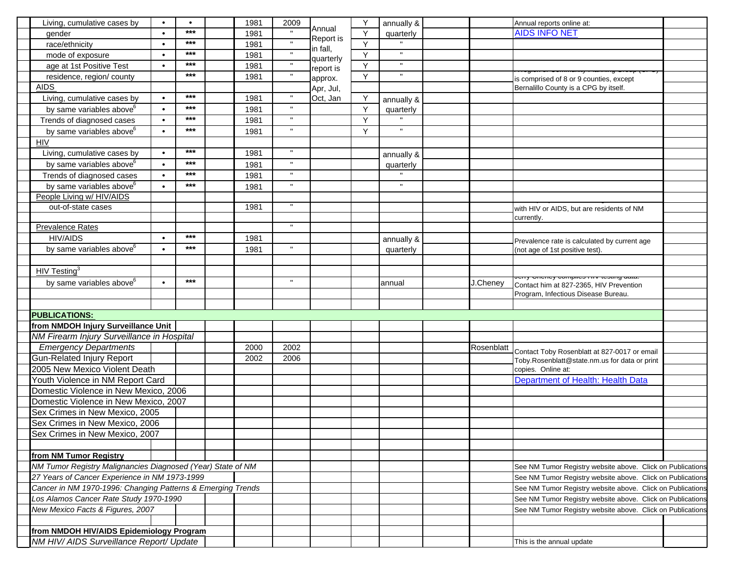| | | | | | | | | | | | |
|---|---|---|---|---|---|---|---|---|---|---|---|
| Living, cumulative cases by | • | • | | 1981 | 2009 | Annual Report is in fall, quarterly report is approx. Apr, Jul, Oct, Jan | Y | annually & | | | Annual reports online at: |
| gender | • | *** | | 1981 | " | | Y | quarterly | | | AIDS INFO NET |
| race/ethnicity | • | *** | | 1981 | " | | Y | " | | | |
| mode of exposure | • | *** | | 1981 | " | | Y | " | | | |
| age at 1st Positive Test | • | *** | | 1981 | " | | Y | " | | | |
| residence, region/ county | | *** | | 1981 | " | | Y | " | | | is comprised of 8 or 9 counties, except |
| AIDS | | | | | | | | | | | Bernalillo County is a CPG by itself. |
| Living, cumulative cases by | • | *** | | 1981 | " | | Y | annually & | | | |
| by same variables above[6] | • | *** | | 1981 | " | | Y | quarterly | | | |
| Trends of diagnosed cases | • | *** | | 1981 | " | | Y | " | | | |
| by same variables above[6] | • | *** | | 1981 | " | | Y | " | | | |
| HIV | | | | | | | | | | | |
| Living, cumulative cases by | • | *** | | 1981 | " | | | annually & | | | |
| by same variables above[6] | • | *** | | 1981 | " | | | quarterly | | | |
| Trends of diagnosed cases | • | *** | | 1981 | " | | | " | | | |
| by same variables above[6] | • | *** | | 1981 | " | | | " | | | |
| People Living w/ HIV/AIDS | | | | | | | | | | | |
| out-of-state cases | | | | 1981 | " | | | | | | with HIV or AIDS, but are residents of NM currently. |
| Prevalence Rates | | | | | " | | | | | | |
| HIV/AIDS | • | *** | | 1981 | | | | annually & | | | Prevalence rate is calculated by current age |
| by same variables above[6] | • | *** | | 1981 | " | | | quarterly | | | (not age of 1st positive test). |
| | | | | | | | | | | | |
| HIV Testing[3] | | | | | | | | | | | |
| by same variables above[6] | • | *** | | | " | | | annual | | J.Cheney | Jerry Cheney compiles HIV testing data. Contact him at 827-2365, HIV Prevention Program, Infectious Disease Bureau. |
| | | | | | | | | | | | |
| **PUBLICATIONS:** | | | | | | | | | | | |
| **from NMDOH Injury Surveillance Unit** | | | | | | | | | | | |
| *NM Firearm Injury Surveillance in Hospital* | | | | | | | | | | | |
| *Emergency Departments* | | | | 2000 | 2002 | | | | | Rosenblatt | Contact Toby Rosenblatt at 827-0017 or email |
| Gun-Related Injury Report | | | | 2002 | 2006 | | | | | | Toby.Rosenblatt@state.nm.us for data or print |
| 2005 New Mexico Violent Death | | | | | | | | | | | copies. Online at: |
| Youth Violence in NM Report Card | | | | | | | | | | | Department of Health: Health Data |
| Domestic Violence in New Mexico, 2006 | | | | | | | | | | | |
| Domestic Violence in New Mexico, 2007 | | | | | | | | | | | |
| Sex Crimes in New Mexico, 2005 | | | | | | | | | | | |
| Sex Crimes in New Mexico, 2006 | | | | | | | | | | | |
| Sex Crimes in New Mexico, 2007 | | | | | | | | | | | |
| | | | | | | | | | | | |
| **from NM Tumor Registry** | | | | | | | | | | | |
| *NM Tumor Registry Malignancies Diagnosed (Year) State of NM* | | | | | | | | | | | See NM Tumor Registry website above. Click on Publications |
| *27 Years of Cancer Experience in NM 1973-1999* | | | | | | | | | | | See NM Tumor Registry website above. Click on Publications |
| *Cancer in NM 1970-1996: Changing Patterns & Emerging Trends* | | | | | | | | | | | See NM Tumor Registry website above. Click on Publications |
| *Los Alamos Cancer Rate Study 1970-1990* | | | | | | | | | | | See NM Tumor Registry website above. Click on Publications |
| *New Mexico Facts & Figures, 2007* | | | | | | | | | | | See NM Tumor Registry website above. Click on Publications |
| | | | | | | | | | | | |
| **from NMDOH HIV/AIDS Epidemiology Program** | | | | | | | | | | | |
| *NM HIV/ AIDS Surveillance Report/ Update* | | | | | | | | | | | This is the annual update |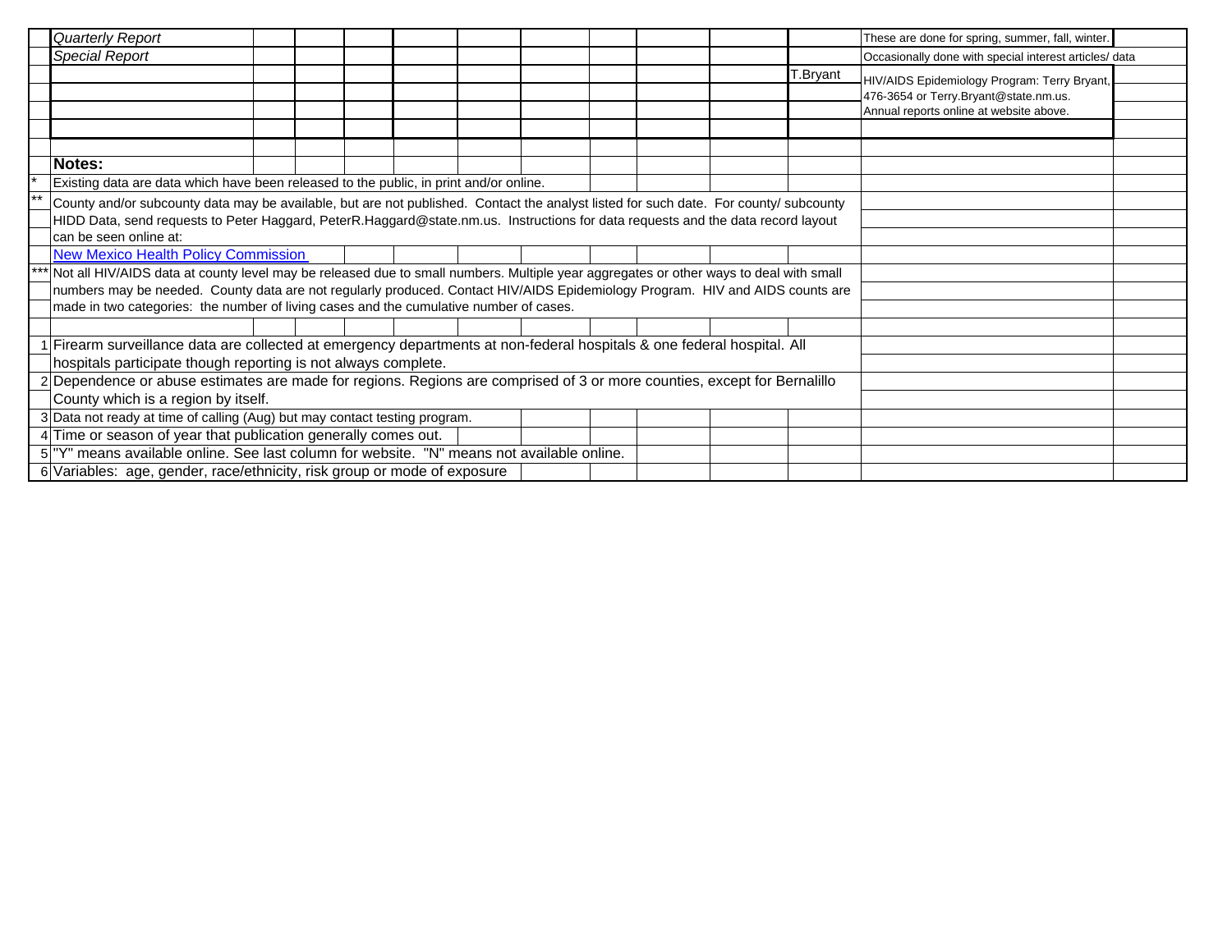| | | | | | | | | | | | | | |
|---|---|---|---|---|---|---|---|---|---|---|---|---|---|
| | *Quarterly Report* | | | | | | | | | | | These are done for spring, summer, fall, winter. | |
| | *Special Report* | | | | | | | | | | | Occasionally done with special interest articles/ data | |
| | | | | | | | | | | | T.Bryant | HIV/AIDS Epidemiology Program: Terry Bryant, 476-3654 or Terry.Bryant@state.nm.us. Annual reports online at website above. | |

**Notes:**

\* Existing data are data which have been released to the public, in print and/or online.

\*\* County and/or subcounty data may be available, but are not published. Contact the analyst listed for such date. For county/ subcounty HIDD Data, send requests to Peter Haggard, PeterR.Haggard@state.nm.us. Instructions for data requests and the data record layout can be seen online at:

New Mexico Health Policy Commission

\*\*\* Not all HIV/AIDS data at county level may be released due to small numbers. Multiple year aggregates or other ways to deal with small numbers may be needed. County data are not regularly produced. Contact HIV/AIDS Epidemiology Program. HIV and AIDS counts are made in two categories: the number of living cases and the cumulative number of cases.

1 Firearm surveillance data are collected at emergency departments at non-federal hospitals & one federal hospital. All hospitals participate though reporting is not always complete.

2 Dependence or abuse estimates are made for regions. Regions are comprised of 3 or more counties, except for Bernalillo County which is a region by itself.

3 Data not ready at time of calling (Aug) but may contact testing program.

4 Time or season of year that publication generally comes out.

5 "Y" means available online. See last column for website. "N" means not available online.

6 Variables: age, gender, race/ethnicity, risk group or mode of exposure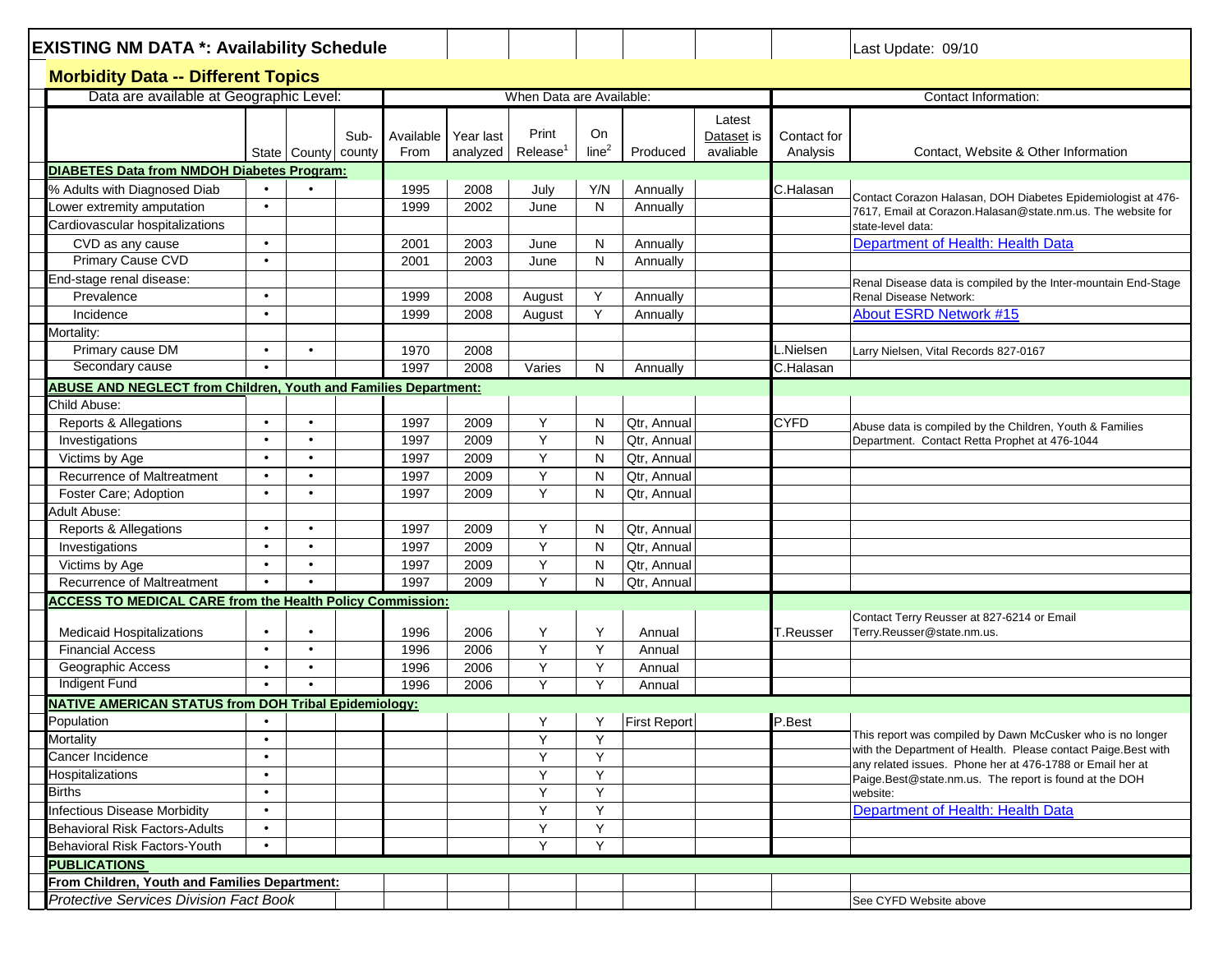# EXISTING NM DATA *: Availability Schedule

Last Update: 09/10

## Morbidity Data -- Different Topics

| | Data are available at Geographic Level: | | | When Data are Available: | | | | | | Contact Information: | |
|---|---|---|---|---|---|---|---|---|---|---|---|
| | State | County | Sub-county | Available From | Year last analyzed | Print Release[1] | On line[2] | Produced | Latest Dataset is avaliable | Contact for Analysis | Contact, Website & Other Information |
| **DIABETES Data from NMDOH Diabetes Program:** | | | | | | | | | | | |
| % Adults with Diagnosed Diab | • | • | | 1995 | 2008 | July | Y/N | Annually | | C.Halasan | Contact Corazon Halasan, DOH Diabetes Epidemiologist at 476-7617, Email at Corazon.Halasan@state.nm.us. The website for state-level data: |
| Lower extremity amputation | • | | | 1999 | 2002 | June | N | Annually | | | |
| Cardiovascular hospitalizations | | | | | | | | | | | |
| CVD as any cause | • | | | 2001 | 2003 | June | N | Annually | | | Department of Health: Health Data |
| Primary Cause CVD | • | | | 2001 | 2003 | June | N | Annually | | | |
| End-stage renal disease: | | | | | | | | | | | Renal Disease data is compiled by the Inter-mountain End-Stage Renal Disease Network: |
| Prevalence | • | | | 1999 | 2008 | August | Y | Annually | | | |
| Incidence | • | | | 1999 | 2008 | August | Y | Annually | | | About ESRD Network #15 |
| Mortality: | | | | | | | | | | | |
| Primary cause DM | • | • | | 1970 | 2008 | | | | | L.Nielsen | Larry Nielsen, Vital Records 827-0167 |
| Secondary cause | • | | | 1997 | 2008 | Varies | N | Annually | | C.Halasan | |
| **ABUSE AND NEGLECT from Children, Youth and Families Department:** | | | | | | | | | | | |
| Child Abuse: | | | | | | | | | | | |
| Reports & Allegations | • | • | | 1997 | 2009 | Y | N | Qtr, Annual | | CYFD | Abuse data is compiled by the Children, Youth & Families Department. Contact Retta Prophet at 476-1044 |
| Investigations | • | • | | 1997 | 2009 | Y | N | Qtr, Annual | | | |
| Victims by Age | • | • | | 1997 | 2009 | Y | N | Qtr, Annual | | | |
| Recurrence of Maltreatment | • | • | | 1997 | 2009 | Y | N | Qtr, Annual | | | |
| Foster Care; Adoption | • | • | | 1997 | 2009 | Y | N | Qtr, Annual | | | |
| Adult Abuse: | | | | | | | | | | | |
| Reports & Allegations | • | • | | 1997 | 2009 | Y | N | Qtr, Annual | | | |
| Investigations | • | • | | 1997 | 2009 | Y | N | Qtr, Annual | | | |
| Victims by Age | • | • | | 1997 | 2009 | Y | N | Qtr, Annual | | | |
| Recurrence of Maltreatment | • | • | | 1997 | 2009 | Y | N | Qtr, Annual | | | |
| **ACCESS TO MEDICAL CARE from the Health Policy Commission:** | | | | | | | | | | | |
| Medicaid Hospitalizations | • | • | | 1996 | 2006 | Y | Y | Annual | | T.Reusser | Contact Terry Reusser at 827-6214 or Email Terry.Reusser@state.nm.us. |
| Financial Access | • | • | | 1996 | 2006 | Y | Y | Annual | | | |
| Geographic Access | • | • | | 1996 | 2006 | Y | Y | Annual | | | |
| Indigent Fund | • | • | | 1996 | 2006 | Y | Y | Annual | | | |
| **NATIVE AMERICAN STATUS from DOH Tribal Epidemiology:** | | | | | | | | | | | |
| Population | • | | | | | Y | Y | First Report | | P.Best | This report was compiled by Dawn McCusker who is no longer with the Department of Health. Please contact Paige.Best with any related issues. Phone her at 476-1788 or Email her at Paige.Best@state.nm.us. The report is found at the DOH website: |
| Mortality | • | | | | | Y | Y | | | | |
| Cancer Incidence | • | | | | | Y | Y | | | | |
| Hospitalizations | • | | | | | Y | Y | | | | |
| Births | • | | | | | Y | Y | | | | |
| Infectious Disease Morbidity | • | | | | | Y | Y | | | | Department of Health: Health Data |
| Behavioral Risk Factors-Adults | • | | | | | Y | Y | | | | |
| Behavioral Risk Factors-Youth | • | | | | | Y | Y | | | | |
| **PUBLICATIONS** | | | | | | | | | | | |
| **From Children, Youth and Families Department:** | | | | | | | | | | | |
| *Protective Services Division Fact Book* | | | | | | | | | | | See CYFD Website above |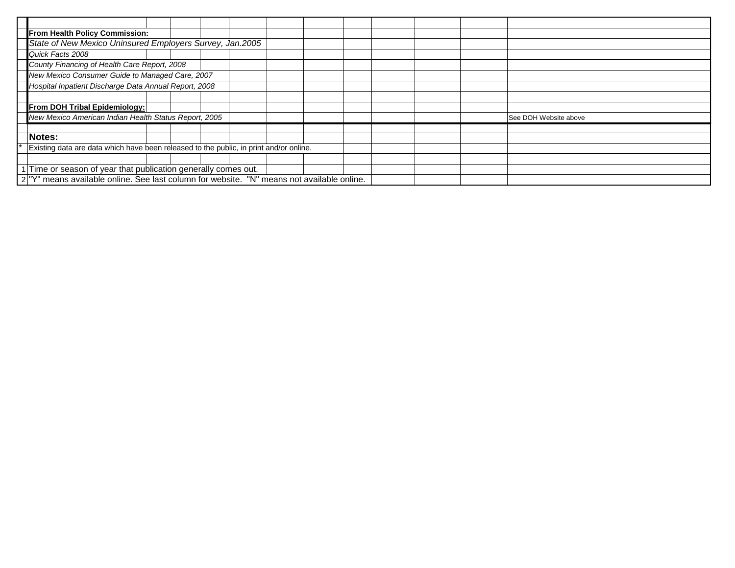| | | | | | | | | | | | | |
|---|---|---|---|---|---|---|---|---|---|---|---|---|
| | **From Health Policy Commission:** | | | | | | | | | | | |
| | *State of New Mexico Uninsured Employers Survey, Jan.2005* | | | | | | | | | | | |
| | *Quick Facts 2008* | | | | | | | | | | | |
| | *County Financing of Health Care Report, 2008* | | | | | | | | | | | |
| | *New Mexico Consumer Guide to Managed Care, 2007* | | | | | | | | | | | |
| | *Hospital Inpatient Discharge Data Annual Report, 2008* | | | | | | | | | | | |
| | | | | | | | | | | | | |
| | **From DOH Tribal Epidemiology:** | | | | | | | | | | | |
| | *New Mexico American Indian Health Status Report, 2005* | | | | | | | | | | | See DOH Website above |
| | | | | | | | | | | | | |
| | **Notes:** | | | | | | | | | | | |
| * | Existing data are data which have been released to the public, in print and/or online. | | | | | | | | | | | |
| | | | | | | | | | | | | |
| 1 | Time or season of year that publication generally comes out. | | | | | | | | | | | |
| 2 | "Y" means available online. See last column for website. "N" means not available online. | | | | | | | | | | | |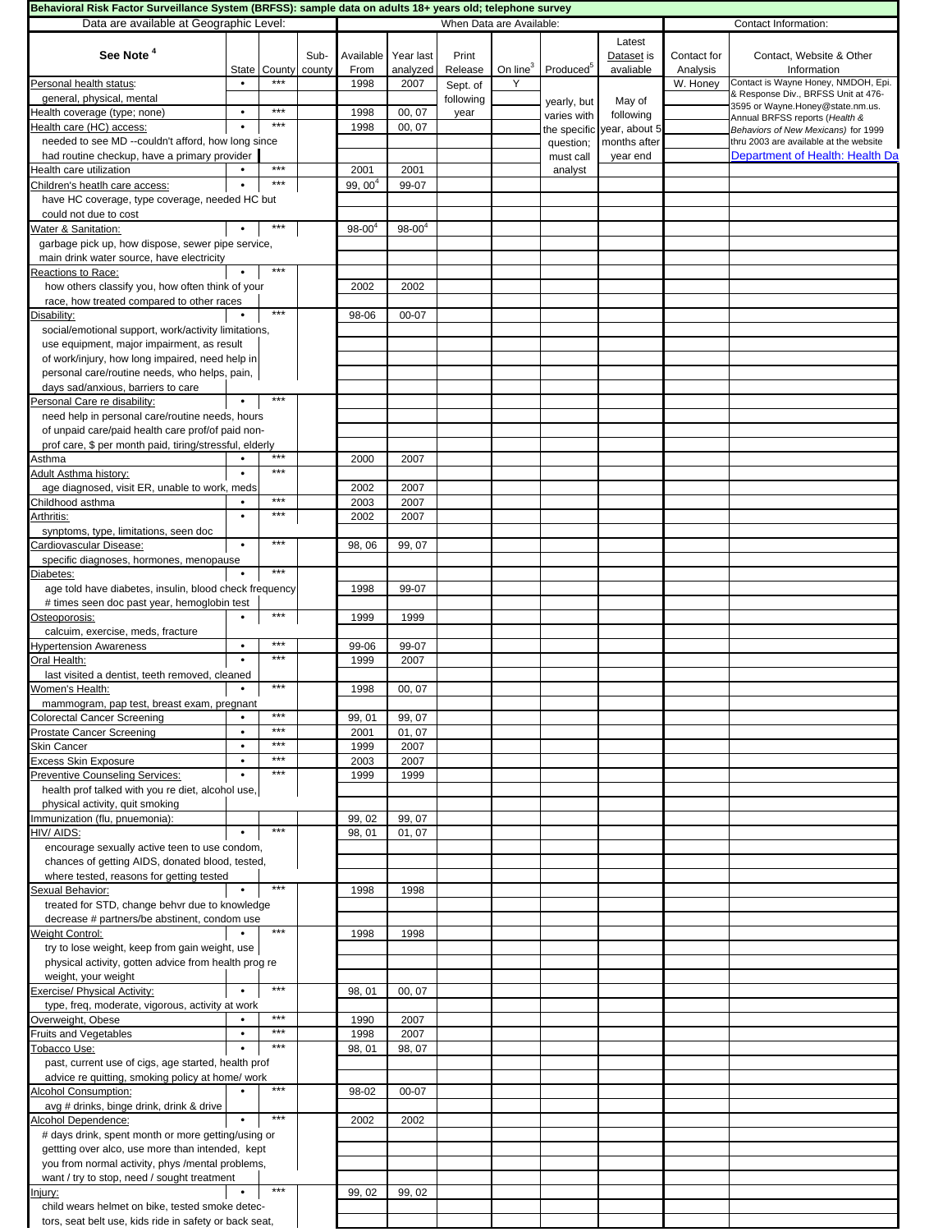**Behavioral Risk Factor Surveillance System (BRFSS): sample data on adults 18+ years old; telephone survey**

| See Note [4] | Data are available at Geographic Level: State | County | Sub-county | When Data are Available: Available From | Year last analyzed | Print Release | On line[3] | Produced[5] | Latest Dataset is avaliable | Contact Information: Contact for Analysis | Contact, Website & Other Information |
|---|---|---|---|---|---|---|---|---|---|---|---|
| Personal health status: general, physical, mental | • | *** | | 1998 | 2007 | Sept. of following year | Y | yearly, but varies with the specific question; must call analyst | May of following year, about 5 months after year end | W. Honey | Contact is Wayne Honey, NMDOH, Epi. & Response Div., BRFSS Unit at 476-3595 or Wayne.Honey@state.nm.us. Annual BRFSS reports (*Health & Behaviors of New Mexicans*) for 1999 thru 2003 are available at the website Department of Health: Health Da |
| Health coverage (type; none) | • | *** | | 1998 | 00, 07 | | | | | | |
| Health care (HC) access: needed to see MD --couldn't afford, how long since had routine checkup, have a primary provider | • | *** | | 1998 | 00, 07 | | | | | | |
| Health care utilization | • | *** | | 2001 | 2001 | | | | | | |
| Children's heatlh care access: have HC coverage, type coverage, needed HC but could not due to cost | • | *** | | 99, 00[4] | 99-07 | | | | | | |
| Water & Sanitation: garbage pick up, how dispose, sewer pipe service, main drink water source, have electricity | • | *** | | 98-00[4] | 98-00[4] | | | | | | |
| Reactions to Race: how others classify you, how often think of your race, how treated compared to other races | • | *** | | 2002 | 2002 | | | | | | |
| Disability: social/emotional support, work/activity limitations, use equipment, major impairment, as result of work/injury, how long impaired, need help in personal care/routine needs, who helps, pain, days sad/anxious, barriers to care | • | *** | | 98-06 | 00-07 | | | | | | |
| Personal Care re disability: need help in personal care/routine needs, hours of unpaid care/paid health care prof/of paid non-prof care, $ per month paid, tiring/stressful, elderly | • | *** | | | | | | | | | |
| Asthma | • | *** | | 2000 | 2007 | | | | | | |
| Adult Asthma history: age diagnosed, visit ER, unable to work, meds | • | *** | | 2002 | 2007 | | | | | | |
| Childhood asthma | • | *** | | 2003 | 2007 | | | | | | |
| Arthritis: synptoms, type, limitations, seen doc | • | *** | | 2002 | 2007 | | | | | | |
| Cardiovascular Disease: specific diagnoses, hormones, menopause | • | *** | | 98, 06 | 99, 07 | | | | | | |
| Diabetes: age told have diabetes, insulin, blood check frequency # times seen doc past year, hemoglobin test | • | *** | | 1998 | 99-07 | | | | | | |
| Osteoporosis: calcuim, exercise, meds, fracture | • | *** | | 1999 | 1999 | | | | | | |
| Hypertension Awareness | • | *** | | 99-06 | 99-07 | | | | | | |
| Oral Health: last visited a dentist, teeth removed, cleaned | • | *** | | 1999 | 2007 | | | | | | |
| Women's Health: mammogram, pap test, breast exam, pregnant | • | *** | | 1998 | 00, 07 | | | | | | |
| Colorectal Cancer Screening | • | *** | | 99, 01 | 99, 07 | | | | | | |
| Prostate Cancer Screening | • | *** | | 2001 | 01, 07 | | | | | | |
| Skin Cancer | • | *** | | 1999 | 2007 | | | | | | |
| Excess Skin Exposure | • | *** | | 2003 | 2007 | | | | | | |
| Preventive Counseling Services: health prof talked with you re diet, alcohol use, physical activity, quit smoking | • | *** | | 1999 | 1999 | | | | | | |
| Immunization (flu, pnuemonia): | | | | 99, 02 | 99, 07 | | | | | | |
| HIV/ AIDS: encourage sexually active teen to use condom, chances of getting AIDS, donated blood, tested, where tested, reasons for getting tested | • | *** | | 98, 01 | 01, 07 | | | | | | |
| Sexual Behavior: treated for STD, change behvr due to knowledge decrease # partners/be abstinent, condom use | • | *** | | 1998 | 1998 | | | | | | |
| Weight Control: try to lose weight, keep from gain weight, use physical activity, gotten advice from health prog re weight, your weight | • | *** | | 1998 | 1998 | | | | | | |
| Exercise/ Physical Activity: type, freq, moderate, vigorous, activity at work | • | *** | | 98, 01 | 00, 07 | | | | | | |
| Overweight, Obese | • | *** | | 1990 | 2007 | | | | | | |
| Fruits and Vegetables | • | *** | | 1998 | 2007 | | | | | | |
| Tobacco Use: past, current use of cigs, age started, health prof advice re quitting, smoking policy at home/ work | • | *** | | 98, 01 | 98, 07 | | | | | | |
| Alcohol Consumption: avg # drinks, binge drink, drink & drive | • | *** | | 98-02 | 00-07 | | | | | | |
| Alcohol Dependence: # days drink, spent month or more getting/using or gettting over alco, use more than intended, kept you from normal activity, phys /mental problems, want / try to stop, need / sought treatment | • | *** | | 2002 | 2002 | | | | | | |
| Injury: child wears helmet on bike, tested smoke detectors, seat belt use, kids ride in safety or back seat, | • | *** | | 99, 02 | 99, 02 | | | | | | |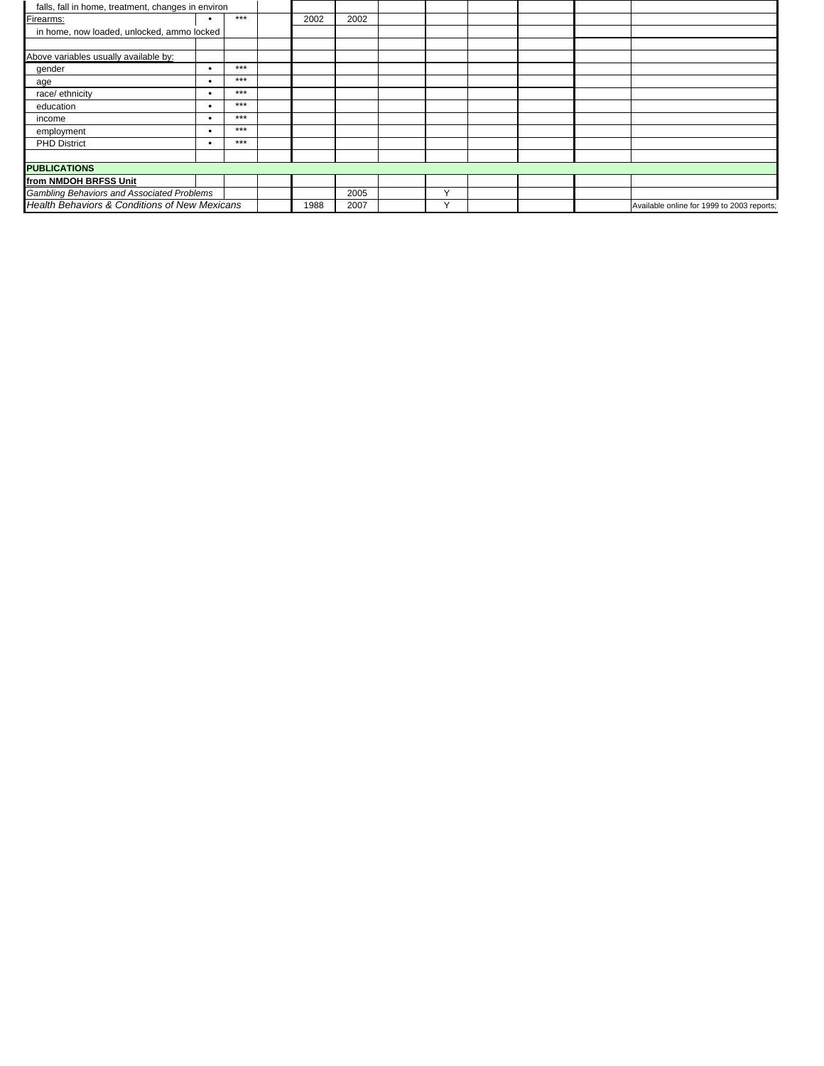| | | | | | | | | | | | |
|---|---|---|---|---|---|---|---|---|---|---|---|
| falls, fall in home, treatment, changes in environ | | | | | | | | | | | |
| Firearms: | • | *** | | 2002 | 2002 | | | | | | |
| in home, now loaded, unlocked, ammo locked | | | | | | | | | | | |
| | | | | | | | | | | | |
| Above variables usually available by: | | | | | | | | | | | |
| gender | • | *** | | | | | | | | | |
| age | • | *** | | | | | | | | | |
| race/ ethnicity | • | *** | | | | | | | | | |
| education | • | *** | | | | | | | | | |
| income | • | *** | | | | | | | | | |
| employment | • | *** | | | | | | | | | |
| PHD District | • | *** | | | | | | | | | |
| | | | | | | | | | | | |
| **PUBLICATIONS** | | | | | | | | | | | |
| **from NMDOH BRFSS Unit** | | | | | | | | | | | |
| *Gambling Behaviors and Associated Problems* | | | | | 2005 | | Y | | | | |
| *Health Behaviors & Conditions of New Mexicans* | | | | 1988 | 2007 | | Y | | | | Available online for 1999 to 2003 reports; |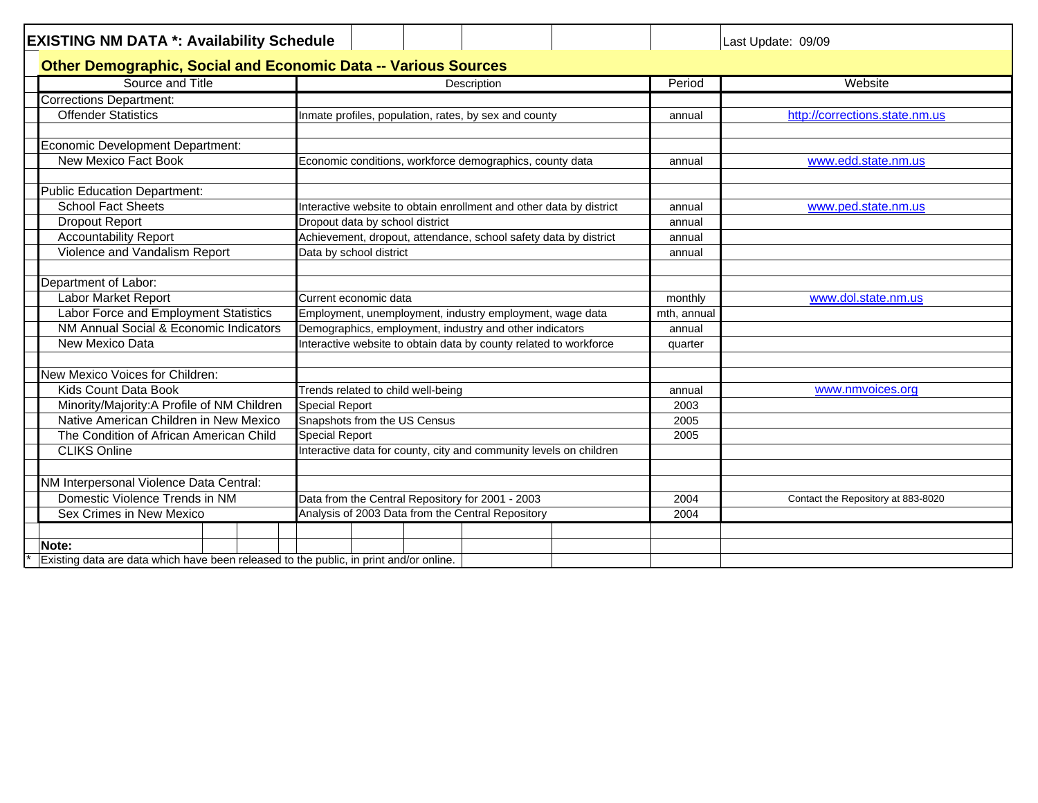# EXISTING NM DATA *: Availability Schedule

Last Update: 09/09

## Other Demographic, Social and Economic Data -- Various Sources

| Source and Title | Description | Period | Website |
|---|---|---|---|
| Corrections Department: | | | |
| Offender Statistics | Inmate profiles, population, rates, by sex and county | annual | http://corrections.state.nm.us |
| | | | |
| Economic Development Department: | | | |
| New Mexico Fact Book | Economic conditions, workforce demographics, county data | annual | www.edd.state.nm.us |
| | | | |
| Public Education Department: | | | |
| School Fact Sheets | Interactive website to obtain enrollment and other data by district | annual | www.ped.state.nm.us |
| Dropout Report | Dropout data by school district | annual | |
| Accountability Report | Achievement, dropout, attendance, school safety data by district | annual | |
| Violence and Vandalism Report | Data by school district | annual | |
| | | | |
| Department of Labor: | | | |
| Labor Market Report | Current economic data | monthly | www.dol.state.nm.us |
| Labor Force and Employment Statistics | Employment, unemployment, industry employment, wage data | mth, annual | |
| NM Annual Social & Economic Indicators | Demographics, employment, industry and other indicators | annual | |
| New Mexico Data | Interactive website to obtain data by county related to workforce | quarter | |
| | | | |
| New Mexico Voices for Children: | | | |
| Kids Count Data Book | Trends related to child well-being | annual | www.nmvoices.org |
| Minority/Majority:A Profile of NM Children | Special Report | 2003 | |
| Native American Children in New Mexico | Snapshots from the US Census | 2005 | |
| The Condition of African American Child | Special Report | 2005 | |
| CLIKS Online | Interactive data for county, city and community levels on children | | |
| | | | |
| NM Interpersonal Violence Data Central: | | | |
| Domestic Violence Trends in NM | Data from the Central Repository for 2001 - 2003 | 2004 | Contact the Repository at 883-8020 |
| Sex Crimes in New Mexico | Analysis of 2003 Data from the Central Repository | 2004 | |

**Note:**

\* Existing data are data which have been released to the public, in print and/or online.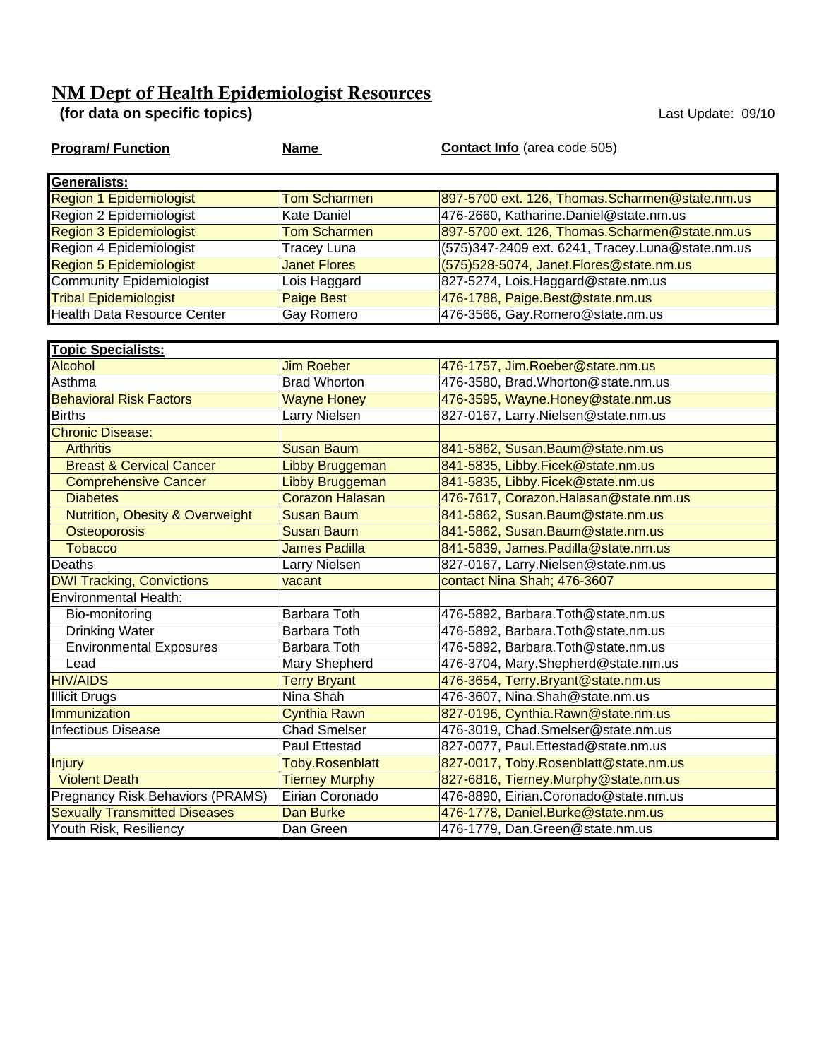# NM Dept of Health Epidemiologist Resources

**(for data on specific topics)**

Last Update: 09/10

| **Program/ Function** | **Name** | **Contact Info** (area code 505) |
|---|---|---|
| **Generalists:** | | |
| Region 1 Epidemiologist | Tom Scharmen | 897-5700 ext. 126, Thomas.Scharmen@state.nm.us |
| Region 2 Epidemiologist | Kate Daniel | 476-2660, Katharine.Daniel@state.nm.us |
| Region 3 Epidemiologist | Tom Scharmen | 897-5700 ext. 126, Thomas.Scharmen@state.nm.us |
| Region 4 Epidemiologist | Tracey Luna | (575)347-2409 ext. 6241, Tracey.Luna@state.nm.us |
| Region 5 Epidemiologist | Janet Flores | (575)528-5074, Janet.Flores@state.nm.us |
| Community Epidemiologist | Lois Haggard | 827-5274, Lois.Haggard@state.nm.us |
| Tribal Epidemiologist | Paige Best | 476-1788, Paige.Best@state.nm.us |
| Health Data Resource Center | Gay Romero | 476-3566, Gay.Romero@state.nm.us |

| | | |
|---|---|---|
| **Topic Specialists:** | | |
| Alcohol | Jim Roeber | 476-1757, Jim.Roeber@state.nm.us |
| Asthma | Brad Whorton | 476-3580, Brad.Whorton@state.nm.us |
| Behavioral Risk Factors | Wayne Honey | 476-3595, Wayne.Honey@state.nm.us |
| Births | Larry Nielsen | 827-0167, Larry.Nielsen@state.nm.us |
| Chronic Disease: | | |
| Arthritis | Susan Baum | 841-5862, Susan.Baum@state.nm.us |
| Breast & Cervical Cancer | Libby Bruggeman | 841-5835, Libby.Ficek@state.nm.us |
| Comprehensive Cancer | Libby Bruggeman | 841-5835, Libby.Ficek@state.nm.us |
| Diabetes | Corazon Halasan | 476-7617, Corazon.Halasan@state.nm.us |
| Nutrition, Obesity & Overweight | Susan Baum | 841-5862, Susan.Baum@state.nm.us |
| Osteoporosis | Susan Baum | 841-5862, Susan.Baum@state.nm.us |
| Tobacco | James Padilla | 841-5839, James.Padilla@state.nm.us |
| Deaths | Larry Nielsen | 827-0167, Larry.Nielsen@state.nm.us |
| DWI Tracking, Convictions | vacant | contact Nina Shah; 476-3607 |
| Environmental Health: | | |
| Bio-monitoring | Barbara Toth | 476-5892, Barbara.Toth@state.nm.us |
| Drinking Water | Barbara Toth | 476-5892, Barbara.Toth@state.nm.us |
| Environmental Exposures | Barbara Toth | 476-5892, Barbara.Toth@state.nm.us |
| Lead | Mary Shepherd | 476-3704, Mary.Shepherd@state.nm.us |
| HIV/AIDS | Terry Bryant | 476-3654, Terry.Bryant@state.nm.us |
| Illicit Drugs | Nina Shah | 476-3607, Nina.Shah@state.nm.us |
| Immunization | Cynthia Rawn | 827-0196, Cynthia.Rawn@state.nm.us |
| Infectious Disease | Chad Smelser | 476-3019, Chad.Smelser@state.nm.us |
| | Paul Ettestad | 827-0077, Paul.Ettestad@state.nm.us |
| Injury | Toby.Rosenblatt | 827-0017, Toby.Rosenblatt@state.nm.us |
| Violent Death | Tierney Murphy | 827-6816, Tierney.Murphy@state.nm.us |
| Pregnancy Risk Behaviors (PRAMS) | Eirian Coronado | 476-8890, Eirian.Coronado@state.nm.us |
| Sexually Transmitted Diseases | Dan Burke | 476-1778, Daniel.Burke@state.nm.us |
| Youth Risk, Resiliency | Dan Green | 476-1779, Dan.Green@state.nm.us |